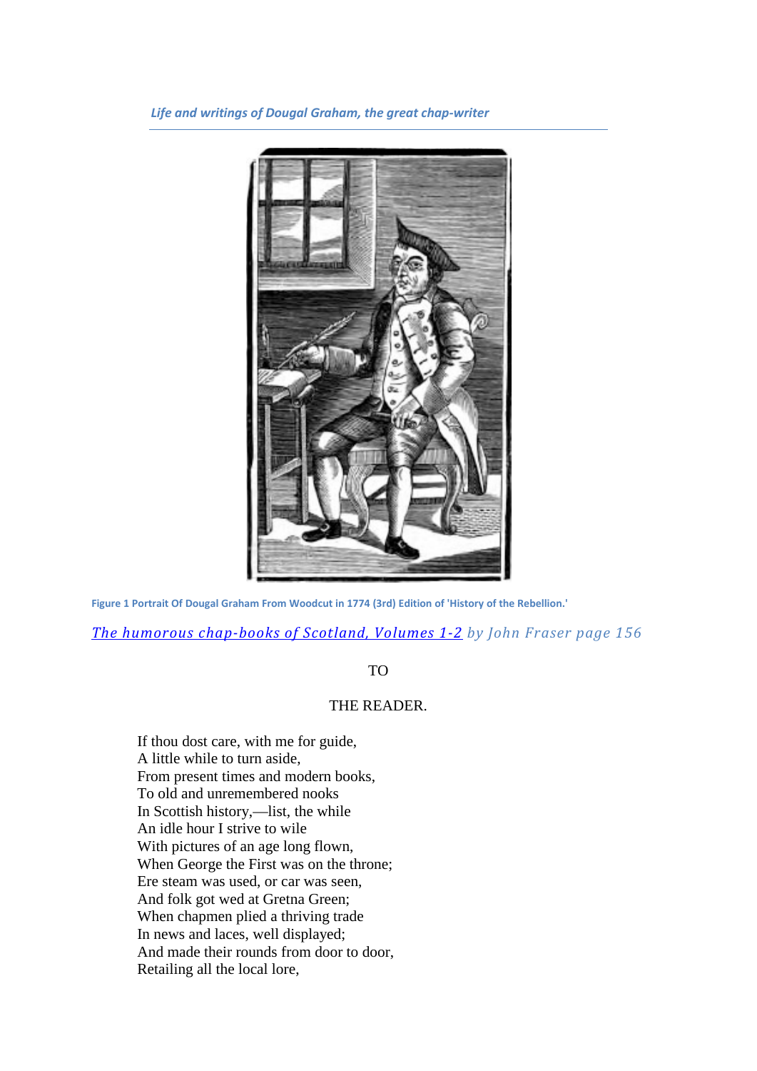*Life and writings of Dougal Graham, the great chap-writer*

Figure 1 Portrait Of Dougal Graham From Woodcut in 1774 (3rd) Edition of 'History of the Rebellion.'

*The humorous chap-books of Scotland, Volumes 1-2 by John Fraser page 156*

TO

THE READER.

If thou dost care, with me for guide,  
A little while to turn aside,  
From present times and modern books,  
To old and unremembered nooks  
In Scottish history,—list, the while  
An idle hour I strive to wile  
With pictures of an age long flown,  
When George the First was on the throne;  
Ere steam was used, or car was seen,  
And folk got wed at Gretna Green;  
When chapmen plied a thriving trade  
In news and laces, well displayed;  
And made their rounds from door to door,  
Retailing all the local lore,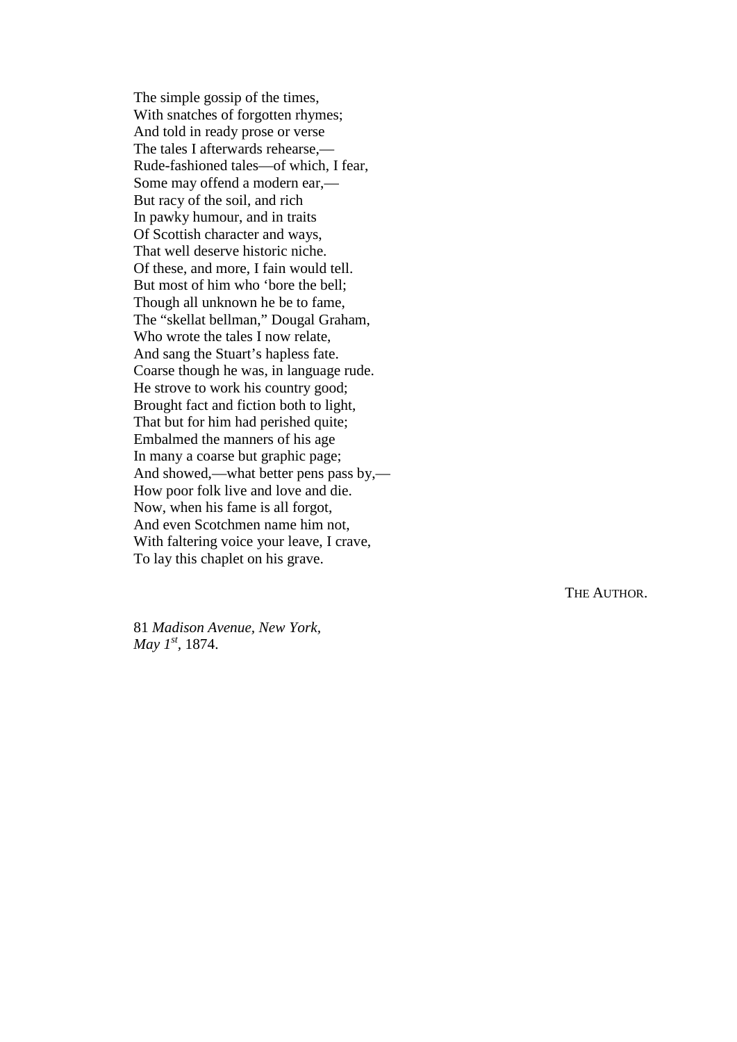The simple gossip of the times,  
With snatches of forgotten rhymes;  
And told in ready prose or verse  
The tales I afterwards rehearse,—  
Rude-fashioned tales—of which, I fear,  
Some may offend a modern ear,—  
But racy of the soil, and rich  
In pawky humour, and in traits  
Of Scottish character and ways,  
That well deserve historic niche.  
Of these, and more, I fain would tell.  
But most of him who ‘bore the bell;  
Though all unknown he be to fame,  
The “skellat bellman,” Dougal Graham,  
Who wrote the tales I now relate,  
And sang the Stuart’s hapless fate.  
Coarse though he was, in language rude.  
He strove to work his country good;  
Brought fact and fiction both to light,  
That but for him had perished quite;  
Embalmed the manners of his age  
In many a coarse but graphic page;  
And showed,—what better pens pass by,—  
How poor folk live and love and die.  
Now, when his fame is all forgot,  
And even Scotchmen name him not,  
With faltering voice your leave, I crave,  
To lay this chaplet on his grave.

THE AUTHOR.

81 *Madison Avenue, New York,*  
*May 1st*, 1874.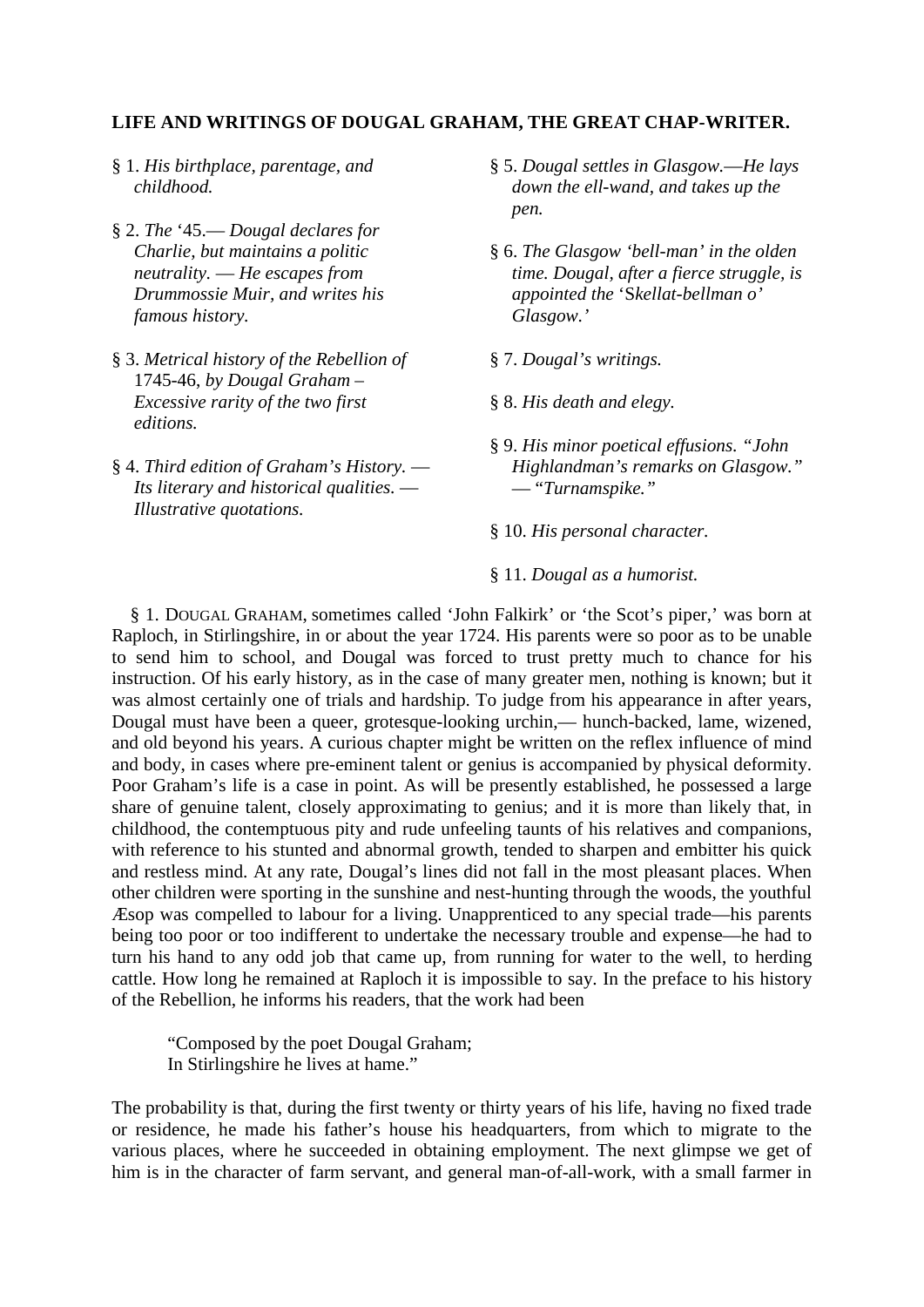**LIFE AND WRITINGS OF DOUGAL GRAHAM, THE GREAT CHAP-WRITER.**

§ 1. *His birthplace, parentage, and childhood.*

§ 2. *The* '45.— *Dougal declares for Charlie, but maintains a politic neutrality. — He escapes from Drummossie Muir, and writes his famous history.*

§ 3. *Metrical history of the Rebellion of* 1745-46, *by Dougal Graham – Excessive rarity of the two first editions.*

§ 4. *Third edition of Graham's History. — Its literary and historical qualities. — Illustrative quotations.*

§ 5. *Dougal settles in Glasgow.—He lays down the ell-wand, and takes up the pen.*

§ 6. *The Glasgow 'bell-man' in the olden time. Dougal, after a fierce struggle, is appointed the* 'Skellat-bellman o' *Glasgow.'*

§ 7. *Dougal's writings.*

§ 8. *His death and elegy.*

§ 9. *His minor poetical effusions. "John Highlandman's remarks on Glasgow." — "Turnamspike."*

§ 10. *His personal character.*

§ 11. *Dougal as a humorist.*

§ 1. DOUGAL GRAHAM, sometimes called 'John Falkirk' or 'the Scot's piper,' was born at Raploch, in Stirlingshire, in or about the year 1724. His parents were so poor as to be unable to send him to school, and Dougal was forced to trust pretty much to chance for his instruction. Of his early history, as in the case of many greater men, nothing is known; but it was almost certainly one of trials and hardship. To judge from his appearance in after years, Dougal must have been a queer, grotesque-looking urchin,— hunch-backed, lame, wizened, and old beyond his years. A curious chapter might be written on the reflex influence of mind and body, in cases where pre-eminent talent or genius is accompanied by physical deformity. Poor Graham's life is a case in point. As will be presently established, he possessed a large share of genuine talent, closely approximating to genius; and it is more than likely that, in childhood, the contemptuous pity and rude unfeeling taunts of his relatives and companions, with reference to his stunted and abnormal growth, tended to sharpen and embitter his quick and restless mind. At any rate, Dougal's lines did not fall in the most pleasant places. When other children were sporting in the sunshine and nest-hunting through the woods, the youthful Æsop was compelled to labour for a living. Unapprenticed to any special trade—his parents being too poor or too indifferent to undertake the necessary trouble and expense—he had to turn his hand to any odd job that came up, from running for water to the well, to herding cattle. How long he remained at Raploch it is impossible to say. In the preface to his history of the Rebellion, he informs his readers, that the work had been

> "Composed by the poet Dougal Graham;
> In Stirlingshire he lives at hame."

The probability is that, during the first twenty or thirty years of his life, having no fixed trade or residence, he made his father's house his headquarters, from which to migrate to the various places, where he succeeded in obtaining employment. The next glimpse we get of him is in the character of farm servant, and general man-of-all-work, with a small farmer in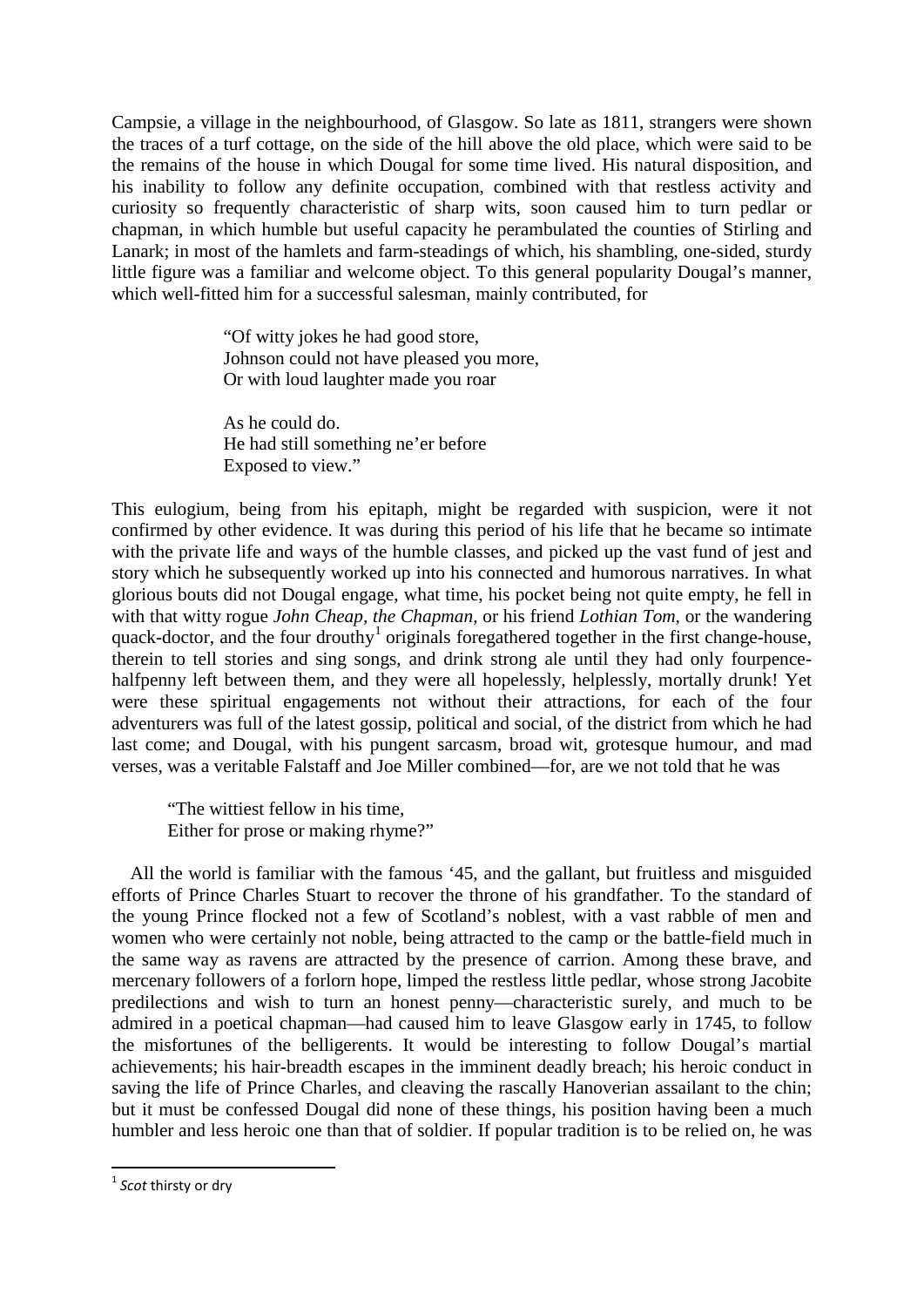Campsie, a village in the neighbourhood, of Glasgow. So late as 1811, strangers were shown the traces of a turf cottage, on the side of the hill above the old place, which were said to be the remains of the house in which Dougal for some time lived. His natural disposition, and his inability to follow any definite occupation, combined with that restless activity and curiosity so frequently characteristic of sharp wits, soon caused him to turn pedlar or chapman, in which humble but useful capacity he perambulated the counties of Stirling and Lanark; in most of the hamlets and farm-steadings of which, his shambling, one-sided, sturdy little figure was a familiar and welcome object. To this general popularity Dougal's manner, which well-fitted him for a successful salesman, mainly contributed, for

> "Of witty jokes he had good store,  
> Johnson could not have pleased you more,  
> Or with loud laughter made you roar
>
> As he could do.  
> He had still something ne'er before  
> Exposed to view."

This eulogium, being from his epitaph, might be regarded with suspicion, were it not confirmed by other evidence. It was during this period of his life that he became so intimate with the private life and ways of the humble classes, and picked up the vast fund of jest and story which he subsequently worked up into his connected and humorous narratives. In what glorious bouts did not Dougal engage, what time, his pocket being not quite empty, he fell in with that witty rogue *John Cheap, the Chapman*, or his friend *Lothian Tom*, or the wandering quack-doctor, and the four drouthy[1] originals foregathered together in the first change-house, therein to tell stories and sing songs, and drink strong ale until they had only fourpence-halfpenny left between them, and they were all hopelessly, helplessly, mortally drunk! Yet were these spiritual engagements not without their attractions, for each of the four adventurers was full of the latest gossip, political and social, of the district from which he had last come; and Dougal, with his pungent sarcasm, broad wit, grotesque humour, and mad verses, was a veritable Falstaff and Joe Miller combined—for, are we not told that he was

> "The wittiest fellow in his time,  
> Either for prose or making rhyme?"

All the world is familiar with the famous '45, and the gallant, but fruitless and misguided efforts of Prince Charles Stuart to recover the throne of his grandfather. To the standard of the young Prince flocked not a few of Scotland's noblest, with a vast rabble of men and women who were certainly not noble, being attracted to the camp or the battle-field much in the same way as ravens are attracted by the presence of carrion. Among these brave, and mercenary followers of a forlorn hope, limped the restless little pedlar, whose strong Jacobite predilections and wish to turn an honest penny—characteristic surely, and much to be admired in a poetical chapman—had caused him to leave Glasgow early in 1745, to follow the misfortunes of the belligerents. It would be interesting to follow Dougal's martial achievements; his hair-breadth escapes in the imminent deadly breach; his heroic conduct in saving the life of Prince Charles, and cleaving the rascally Hanoverian assailant to the chin; but it must be confessed Dougal did none of these things, his position having been a much humbler and less heroic one than that of soldier. If popular tradition is to be relied on, he was

---

[1] *Scot* thirsty or dry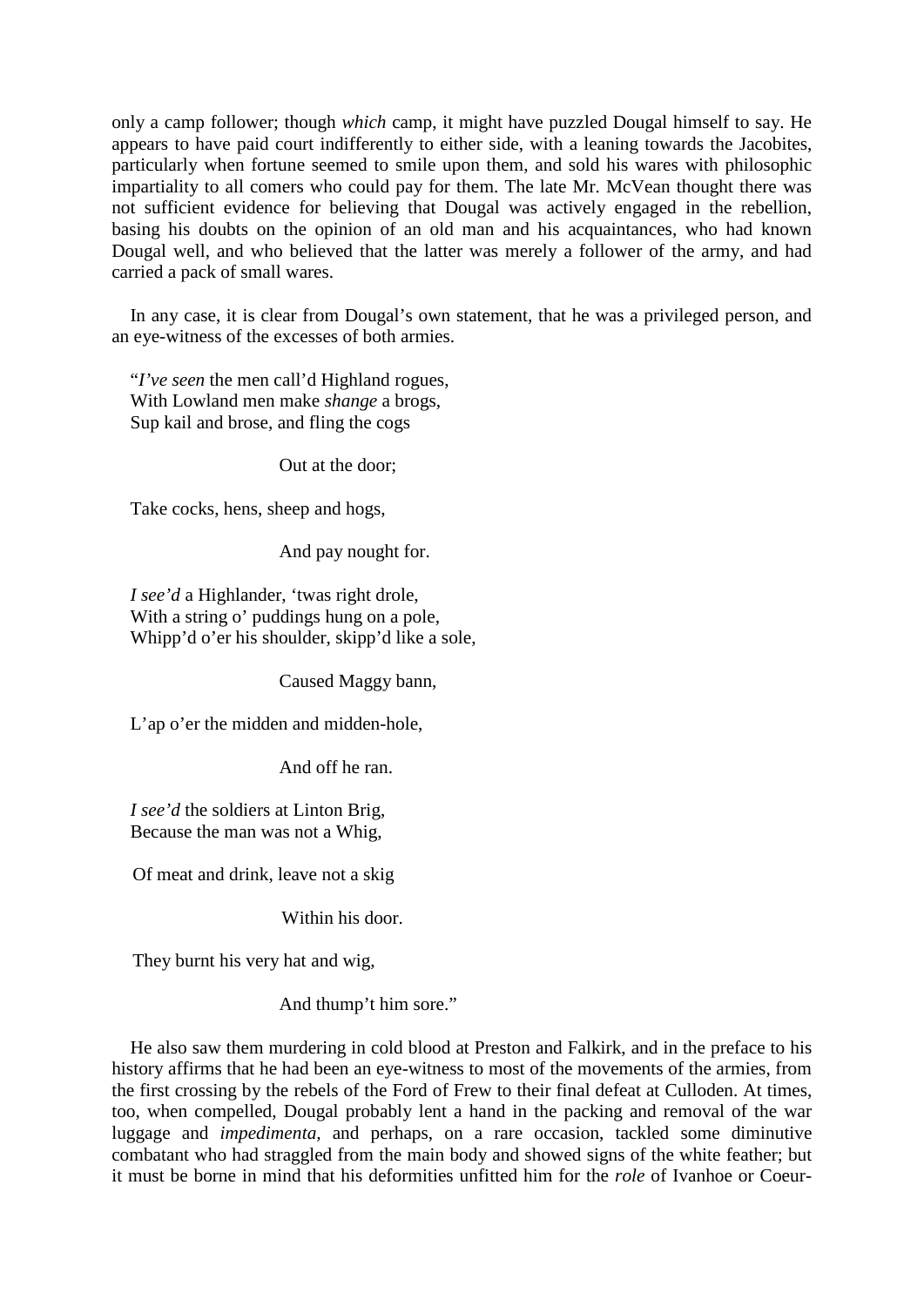only a camp follower; though *which* camp, it might have puzzled Dougal himself to say. He appears to have paid court indifferently to either side, with a leaning towards the Jacobites, particularly when fortune seemed to smile upon them, and sold his wares with philosophic impartiality to all comers who could pay for them. The late Mr. McVean thought there was not sufficient evidence for believing that Dougal was actively engaged in the rebellion, basing his doubts on the opinion of an old man and his acquaintances, who had known Dougal well, and who believed that the latter was merely a follower of the army, and had carried a pack of small wares.

In any case, it is clear from Dougal's own statement, that he was a privileged person, and an eye-witness of the excesses of both armies.

"*I've seen* the men call'd Highland rogues,
With Lowland men make *shange* a brogs,
Sup kail and brose, and fling the cogs

Out at the door;

Take cocks, hens, sheep and hogs,

And pay nought for.

*I see'd* a Highlander, 'twas right drole,
With a string o' puddings hung on a pole,
Whipp'd o'er his shoulder, skipp'd like a sole,

Caused Maggy bann,

L'ap o'er the midden and midden-hole,

And off he ran.

*I see'd* the soldiers at Linton Brig,
Because the man was not a Whig,

Of meat and drink, leave not a skig

Within his door.

They burnt his very hat and wig,

And thump't him sore."

He also saw them murdering in cold blood at Preston and Falkirk, and in the preface to his history affirms that he had been an eye-witness to most of the movements of the armies, from the first crossing by the rebels of the Ford of Frew to their final defeat at Culloden. At times, too, when compelled, Dougal probably lent a hand in the packing and removal of the war luggage and *impedimenta,* and perhaps, on a rare occasion, tackled some diminutive combatant who had straggled from the main body and showed signs of the white feather; but it must be borne in mind that his deformities unfitted him for the *role* of Ivanhoe or Coeur-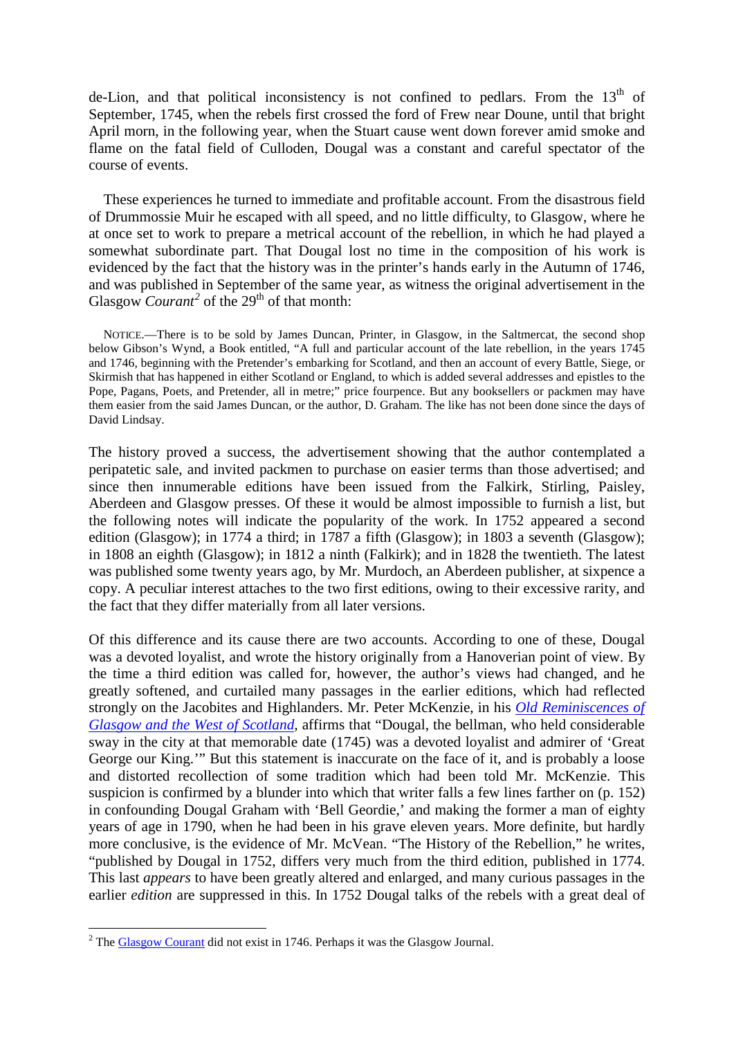de-Lion, and that political inconsistency is not confined to pedlars. From the 13th of September, 1745, when the rebels first crossed the ford of Frew near Doune, until that bright April morn, in the following year, when the Stuart cause went down forever amid smoke and flame on the fatal field of Culloden, Dougal was a constant and careful spectator of the course of events.

These experiences he turned to immediate and profitable account. From the disastrous field of Drummossie Muir he escaped with all speed, and no little difficulty, to Glasgow, where he at once set to work to prepare a metrical account of the rebellion, in which he had played a somewhat subordinate part. That Dougal lost no time in the composition of his work is evidenced by the fact that the history was in the printer's hands early in the Autumn of 1746, and was published in September of the same year, as witness the original advertisement in the Glasgow *Courant*[2] of the 29th of that month:

> NOTICE.—There is to be sold by James Duncan, Printer, in Glasgow, in the Saltmercat, the second shop below Gibson's Wynd, a Book entitled, "A full and particular account of the late rebellion, in the years 1745 and 1746, beginning with the Pretender's embarking for Scotland, and then an account of every Battle, Siege, or Skirmish that has happened in either Scotland or England, to which is added several addresses and epistles to the Pope, Pagans, Poets, and Pretender, all in metre;" price fourpence. But any booksellers or packmen may have them easier from the said James Duncan, or the author, D. Graham. The like has not been done since the days of David Lindsay.

The history proved a success, the advertisement showing that the author contemplated a peripatetic sale, and invited packmen to purchase on easier terms than those advertised; and since then innumerable editions have been issued from the Falkirk, Stirling, Paisley, Aberdeen and Glasgow presses. Of these it would be almost impossible to furnish a list, but the following notes will indicate the popularity of the work. In 1752 appeared a second edition (Glasgow); in 1774 a third; in 1787 a fifth (Glasgow); in 1803 a seventh (Glasgow); in 1808 an eighth (Glasgow); in 1812 a ninth (Falkirk); and in 1828 the twentieth. The latest was published some twenty years ago, by Mr. Murdoch, an Aberdeen publisher, at sixpence a copy. A peculiar interest attaches to the two first editions, owing to their excessive rarity, and the fact that they differ materially from all later versions.

Of this difference and its cause there are two accounts. According to one of these, Dougal was a devoted loyalist, and wrote the history originally from a Hanoverian point of view. By the time a third edition was called for, however, the author's views had changed, and he greatly softened, and curtailed many passages in the earlier editions, which had reflected strongly on the Jacobites and Highlanders. Mr. Peter McKenzie, in his *Old Reminiscences of Glasgow and the West of Scotland*, affirms that "Dougal, the bellman, who held considerable sway in the city at that memorable date (1745) was a devoted loyalist and admirer of 'Great George our King.'" But this statement is inaccurate on the face of it, and is probably a loose and distorted recollection of some tradition which had been told Mr. McKenzie. This suspicion is confirmed by a blunder into which that writer falls a few lines farther on (p. 152) in confounding Dougal Graham with 'Bell Geordie,' and making the former a man of eighty years of age in 1790, when he had been in his grave eleven years. More definite, but hardly more conclusive, is the evidence of Mr. McVean. "The History of the Rebellion," he writes, "published by Dougal in 1752, differs very much from the third edition, published in 1774. This last *appears* to have been greatly altered and enlarged, and many curious passages in the earlier *edition* are suppressed in this. In 1752 Dougal talks of the rebels with a great deal of

---

[2] The Glasgow Courant did not exist in 1746. Perhaps it was the Glasgow Journal.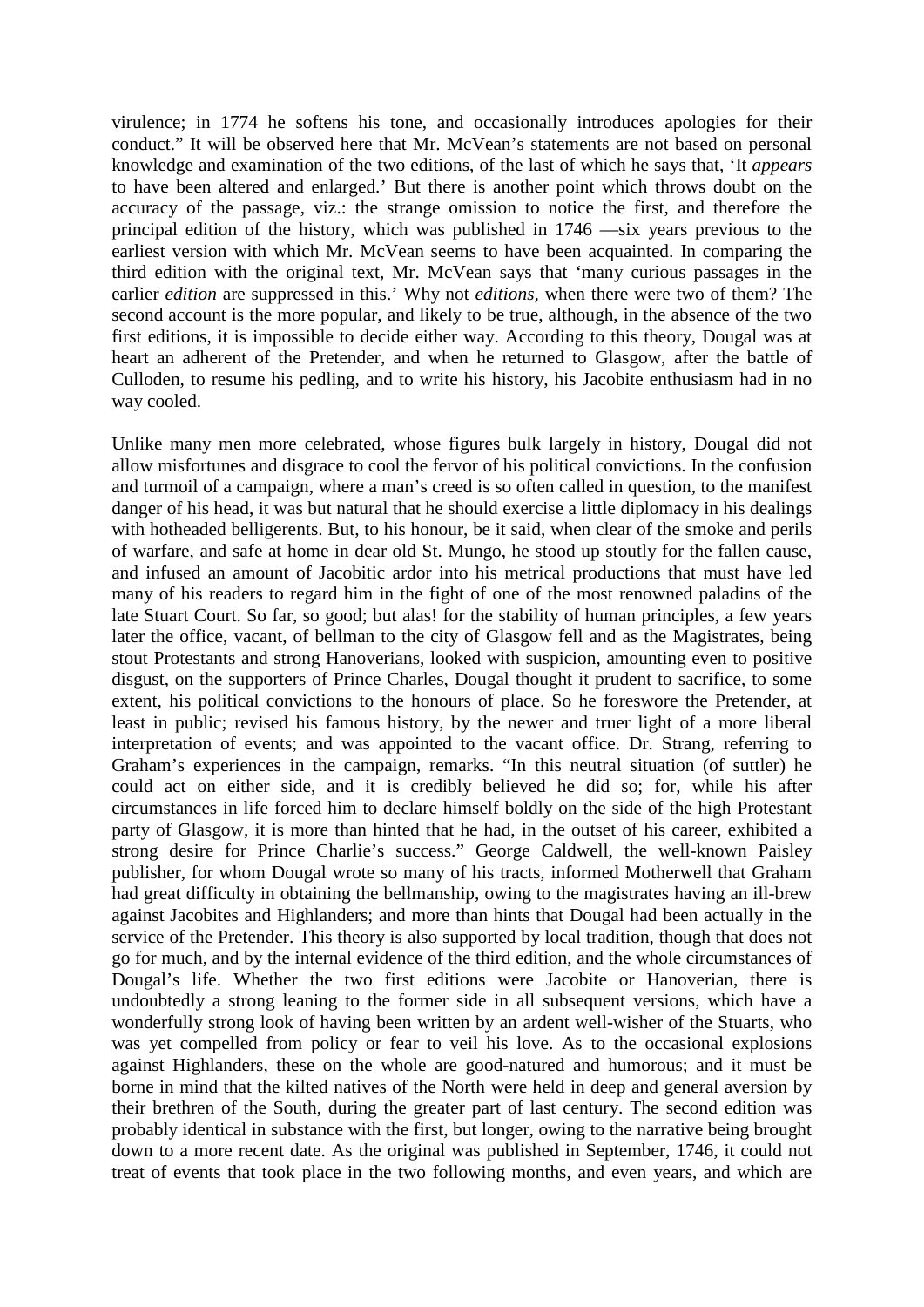virulence; in 1774 he softens his tone, and occasionally introduces apologies for their conduct." It will be observed here that Mr. McVean's statements are not based on personal knowledge and examination of the two editions, of the last of which he says that, 'It *appears* to have been altered and enlarged.' But there is another point which throws doubt on the accuracy of the passage, viz.: the strange omission to notice the first, and therefore the principal edition of the history, which was published in 1746 —six years previous to the earliest version with which Mr. McVean seems to have been acquainted. In comparing the third edition with the original text, Mr. McVean says that 'many curious passages in the earlier *edition* are suppressed in this.' Why not *editions*, when there were two of them? The second account is the more popular, and likely to be true, although, in the absence of the two first editions, it is impossible to decide either way. According to this theory, Dougal was at heart an adherent of the Pretender, and when he returned to Glasgow, after the battle of Culloden, to resume his pedling, and to write his history, his Jacobite enthusiasm had in no way cooled.

Unlike many men more celebrated, whose figures bulk largely in history, Dougal did not allow misfortunes and disgrace to cool the fervor of his political convictions. In the confusion and turmoil of a campaign, where a man's creed is so often called in question, to the manifest danger of his head, it was but natural that he should exercise a little diplomacy in his dealings with hotheaded belligerents. But, to his honour, be it said, when clear of the smoke and perils of warfare, and safe at home in dear old St. Mungo, he stood up stoutly for the fallen cause, and infused an amount of Jacobitic ardor into his metrical productions that must have led many of his readers to regard him in the fight of one of the most renowned paladins of the late Stuart Court. So far, so good; but alas! for the stability of human principles, a few years later the office, vacant, of bellman to the city of Glasgow fell and as the Magistrates, being stout Protestants and strong Hanoverians, looked with suspicion, amounting even to positive disgust, on the supporters of Prince Charles, Dougal thought it prudent to sacrifice, to some extent, his political convictions to the honours of place. So he foreswore the Pretender, at least in public; revised his famous history, by the newer and truer light of a more liberal interpretation of events; and was appointed to the vacant office. Dr. Strang, referring to Graham's experiences in the campaign, remarks. "In this neutral situation (of suttler) he could act on either side, and it is credibly believed he did so; for, while his after circumstances in life forced him to declare himself boldly on the side of the high Protestant party of Glasgow, it is more than hinted that he had, in the outset of his career, exhibited a strong desire for Prince Charlie's success." George Caldwell, the well-known Paisley publisher, for whom Dougal wrote so many of his tracts, informed Motherwell that Graham had great difficulty in obtaining the bellmanship, owing to the magistrates having an ill-brew against Jacobites and Highlanders; and more than hints that Dougal had been actually in the service of the Pretender. This theory is also supported by local tradition, though that does not go for much, and by the internal evidence of the third edition, and the whole circumstances of Dougal's life. Whether the two first editions were Jacobite or Hanoverian, there is undoubtedly a strong leaning to the former side in all subsequent versions, which have a wonderfully strong look of having been written by an ardent well-wisher of the Stuarts, who was yet compelled from policy or fear to veil his love. As to the occasional explosions against Highlanders, these on the whole are good-natured and humorous; and it must be borne in mind that the kilted natives of the North were held in deep and general aversion by their brethren of the South, during the greater part of last century. The second edition was probably identical in substance with the first, but longer, owing to the narrative being brought down to a more recent date. As the original was published in September, 1746, it could not treat of events that took place in the two following months, and even years, and which are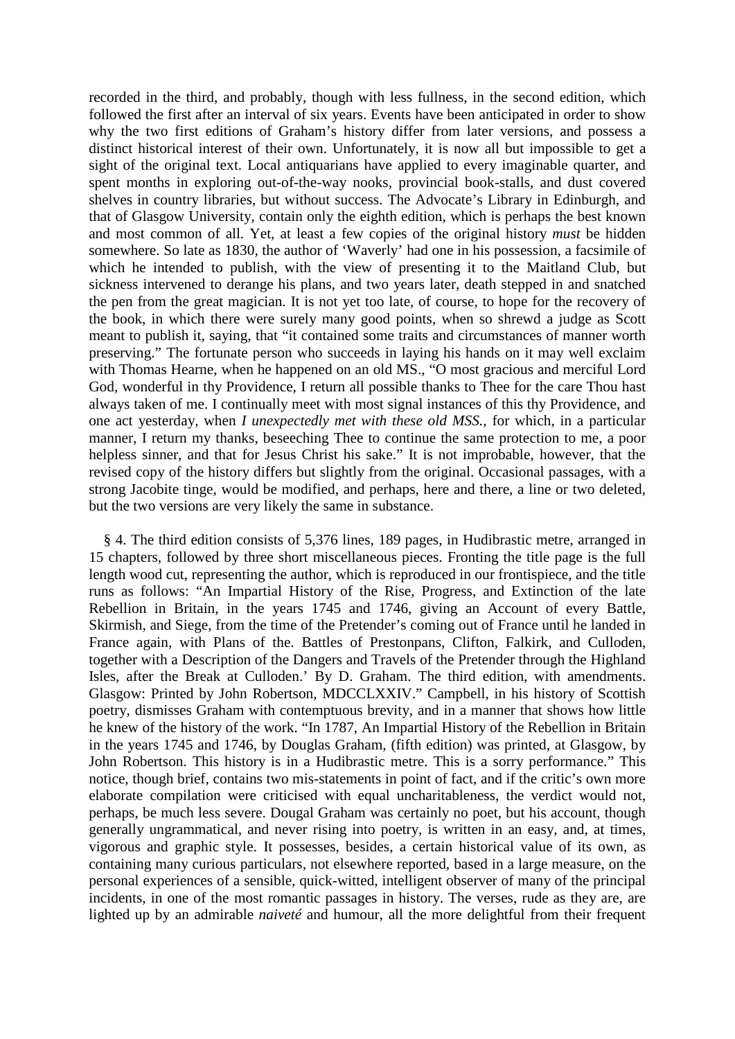recorded in the third, and probably, though with less fullness, in the second edition, which followed the first after an interval of six years. Events have been anticipated in order to show why the two first editions of Graham's history differ from later versions, and possess a distinct historical interest of their own. Unfortunately, it is now all but impossible to get a sight of the original text. Local antiquarians have applied to every imaginable quarter, and spent months in exploring out-of-the-way nooks, provincial book-stalls, and dust covered shelves in country libraries, but without success. The Advocate's Library in Edinburgh, and that of Glasgow University, contain only the eighth edition, which is perhaps the best known and most common of all. Yet, at least a few copies of the original history *must* be hidden somewhere. So late as 1830, the author of 'Waverly' had one in his possession, a facsimile of which he intended to publish, with the view of presenting it to the Maitland Club, but sickness intervened to derange his plans, and two years later, death stepped in and snatched the pen from the great magician. It is not yet too late, of course, to hope for the recovery of the book, in which there were surely many good points, when so shrewd a judge as Scott meant to publish it, saying, that "it contained some traits and circumstances of manner worth preserving." The fortunate person who succeeds in laying his hands on it may well exclaim with Thomas Hearne, when he happened on an old MS., "O most gracious and merciful Lord God, wonderful in thy Providence, I return all possible thanks to Thee for the care Thou hast always taken of me. I continually meet with most signal instances of this thy Providence, and one act yesterday, when *I unexpectedly met with these old MSS.*, for which, in a particular manner, I return my thanks, beseeching Thee to continue the same protection to me, a poor helpless sinner, and that for Jesus Christ his sake." It is not improbable, however, that the revised copy of the history differs but slightly from the original. Occasional passages, with a strong Jacobite tinge, would be modified, and perhaps, here and there, a line or two deleted, but the two versions are very likely the same in substance.

§ 4. The third edition consists of 5,376 lines, 189 pages, in Hudibrastic metre, arranged in 15 chapters, followed by three short miscellaneous pieces. Fronting the title page is the full length wood cut, representing the author, which is reproduced in our frontispiece, and the title runs as follows: "An Impartial History of the Rise, Progress, and Extinction of the late Rebellion in Britain, in the years 1745 and 1746, giving an Account of every Battle, Skirmish, and Siege, from the time of the Pretender's coming out of France until he landed in France again, with Plans of the. Battles of Prestonpans, Clifton, Falkirk, and Culloden, together with a Description of the Dangers and Travels of the Pretender through the Highland Isles, after the Break at Culloden.' By D. Graham. The third edition, with amendments. Glasgow: Printed by John Robertson, MDCCLXXIV." Campbell, in his history of Scottish poetry, dismisses Graham with contemptuous brevity, and in a manner that shows how little he knew of the history of the work. "In 1787, An Impartial History of the Rebellion in Britain in the years 1745 and 1746, by Douglas Graham, (fifth edition) was printed, at Glasgow, by John Robertson. This history is in a Hudibrastic metre. This is a sorry performance." This notice, though brief, contains two mis-statements in point of fact, and if the critic's own more elaborate compilation were criticised with equal uncharitableness, the verdict would not, perhaps, be much less severe. Dougal Graham was certainly no poet, but his account, though generally ungrammatical, and never rising into poetry, is written in an easy, and, at times, vigorous and graphic style. It possesses, besides, a certain historical value of its own, as containing many curious particulars, not elsewhere reported, based in a large measure, on the personal experiences of a sensible, quick-witted, intelligent observer of many of the principal incidents, in one of the most romantic passages in history. The verses, rude as they are, are lighted up by an admirable *naiveté* and humour, all the more delightful from their frequent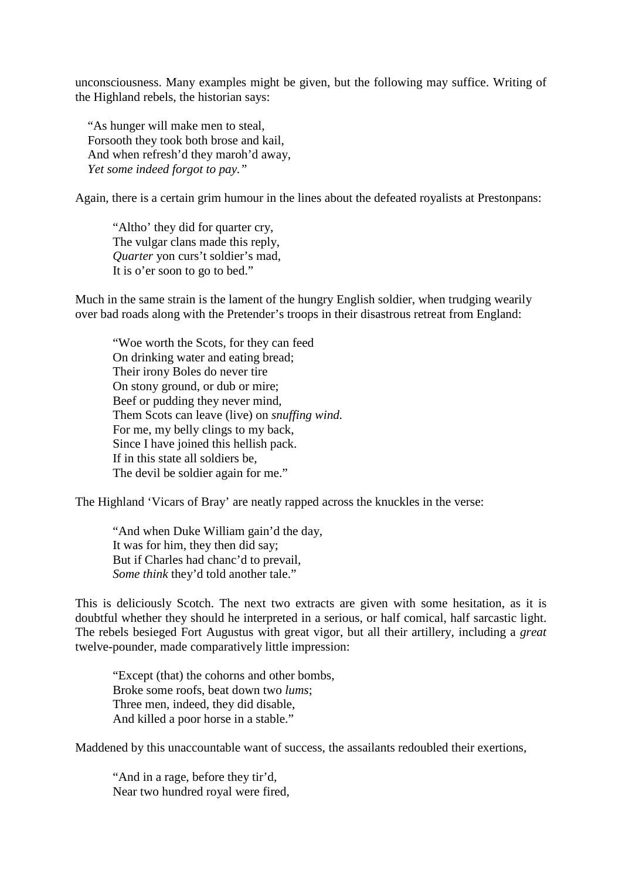unconsciousness. Many examples might be given, but the following may suffice. Writing of the Highland rebels, the historian says:

> "As hunger will make men to steal,  
> Forsooth they took both brose and kail,  
> And when refresh'd they maroh'd away,  
> *Yet some indeed forgot to pay."*

Again, there is a certain grim humour in the lines about the defeated royalists at Prestonpans:

> "Altho' they did for quarter cry,  
> The vulgar clans made this reply,  
> *Quarter* yon curs't soldier's mad,  
> It is o'er soon to go to bed."

Much in the same strain is the lament of the hungry English soldier, when trudging wearily over bad roads along with the Pretender's troops in their disastrous retreat from England:

> "Woe worth the Scots, for they can feed  
> On drinking water and eating bread;  
> Their irony Boles do never tire  
> On stony ground, or dub or mire;  
> Beef or pudding they never mind,  
> Them Scots can leave (live) on *snuffing wind.*  
> For me, my belly clings to my back,  
> Since I have joined this hellish pack.  
> If in this state all soldiers be,  
> The devil be soldier again for me."

The Highland 'Vicars of Bray' are neatly rapped across the knuckles in the verse:

> "And when Duke William gain'd the day,  
> It was for him, they then did say;  
> But if Charles had chanc'd to prevail,  
> *Some think* they'd told another tale."

This is deliciously Scotch. The next two extracts are given with some hesitation, as it is doubtful whether they should he interpreted in a serious, or half comical, half sarcastic light. The rebels besieged Fort Augustus with great vigor, but all their artillery, including a *great* twelve-pounder, made comparatively little impression:

> "Except (that) the cohorns and other bombs,  
> Broke some roofs, beat down two *lums*;  
> Three men, indeed, they did disable,  
> And killed a poor horse in a stable."

Maddened by this unaccountable want of success, the assailants redoubled their exertions,

> "And in a rage, before they tir'd,  
> Near two hundred royal were fired,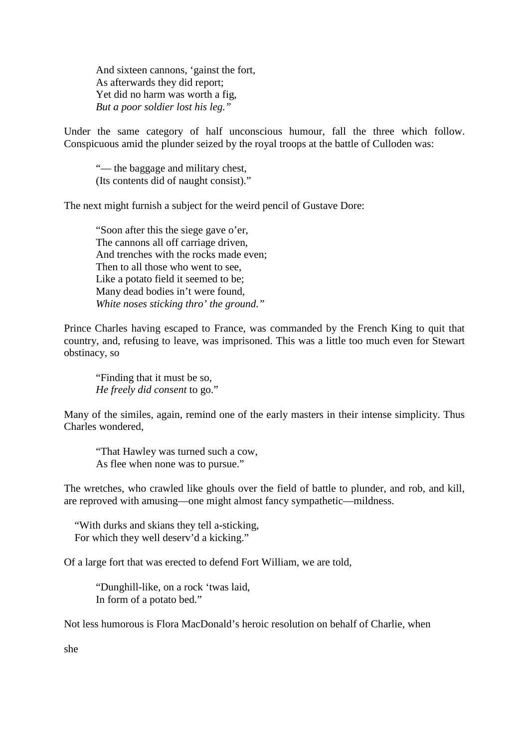> And sixteen cannons, 'gainst the fort,
> As afterwards they did report;
> Yet did no harm was worth a fig,
> *But a poor soldier lost his leg."*

Under the same category of half unconscious humour, fall the three which follow. Conspicuous amid the plunder seized by the royal troops at the battle of Culloden was:

> "— the baggage and military chest,
> (Its contents did of naught consist)."

The next might furnish a subject for the weird pencil of Gustave Dore:

> "Soon after this the siege gave o'er,
> The cannons all off carriage driven,
> And trenches with the rocks made even;
> Then to all those who went to see,
> Like a potato field it seemed to be;
> Many dead bodies in't were found,
> *White noses sticking thro' the ground."*

Prince Charles having escaped to France, was commanded by the French King to quit that country, and, refusing to leave, was imprisoned. This was a little too much even for Stewart obstinacy, so

> "Finding that it must be so,
> *He freely did consent* to go."

Many of the similes, again, remind one of the early masters in their intense simplicity. Thus Charles wondered,

> "That Hawley was turned such a cow,
> As flee when none was to pursue."

The wretches, who crawled like ghouls over the field of battle to plunder, and rob, and kill, are reproved with amusing—one might almost fancy sympathetic—mildness.

> "With durks and skians they tell a-sticking,
> For which they well deserv'd a kicking."

Of a large fort that was erected to defend Fort William, we are told,

> "Dunghill-like, on a rock 'twas laid,
> In form of a potato bed."

Not less humorous is Flora MacDonald's heroic resolution on behalf of Charlie, when

she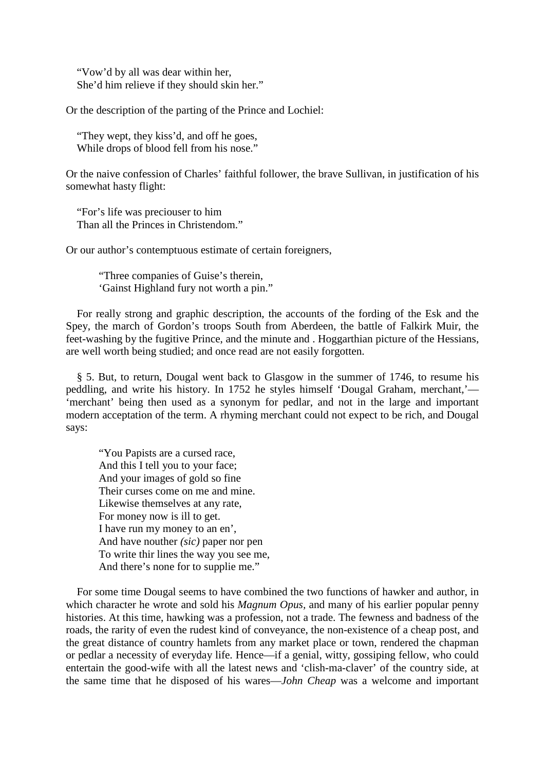"Vow'd by all was dear within her,  
She'd him relieve if they should skin her."

Or the description of the parting of the Prince and Lochiel:

"They wept, they kiss'd, and off he goes,  
While drops of blood fell from his nose."

Or the naive confession of Charles' faithful follower, the brave Sullivan, in justification of his somewhat hasty flight:

"For's life was preciouser to him  
Than all the Princes in Christendom."

Or our author's contemptuous estimate of certain foreigners,

> "Three companies of Guise's therein,  
> 'Gainst Highland fury not worth a pin."

For really strong and graphic description, the accounts of the fording of the Esk and the Spey, the march of Gordon's troops South from Aberdeen, the battle of Falkirk Muir, the feet-washing by the fugitive Prince, and the minute and . Hoggarthian picture of the Hessians, are well worth being studied; and once read are not easily forgotten.

§ 5. But, to return, Dougal went back to Glasgow in the summer of 1746, to resume his peddling, and write his history. In 1752 he styles himself 'Dougal Graham, merchant,'—'merchant' being then used as a synonym for pedlar, and not in the large and important modern acceptation of the term. A rhyming merchant could not expect to be rich, and Dougal says:

> "You Papists are a cursed race,  
> And this I tell you to your face;  
> And your images of gold so fine  
> Their curses come on me and mine.  
> Likewise themselves at any rate,  
> For money now is ill to get.  
> I have run my money to an en',  
> And have nouther *(sic)* paper nor pen  
> To write thir lines the way you see me,  
> And there's none for to supplie me."

For some time Dougal seems to have combined the two functions of hawker and author, in which character he wrote and sold his *Magnum Opus*, and many of his earlier popular penny histories. At this time, hawking was a profession, not a trade. The fewness and badness of the roads, the rarity of even the rudest kind of conveyance, the non-existence of a cheap post, and the great distance of country hamlets from any market place or town, rendered the chapman or pedlar a necessity of everyday life. Hence—if a genial, witty, gossiping fellow, who could entertain the good-wife with all the latest news and 'clish-ma-claver' of the country side, at the same time that he disposed of his wares—*John Cheap* was a welcome and important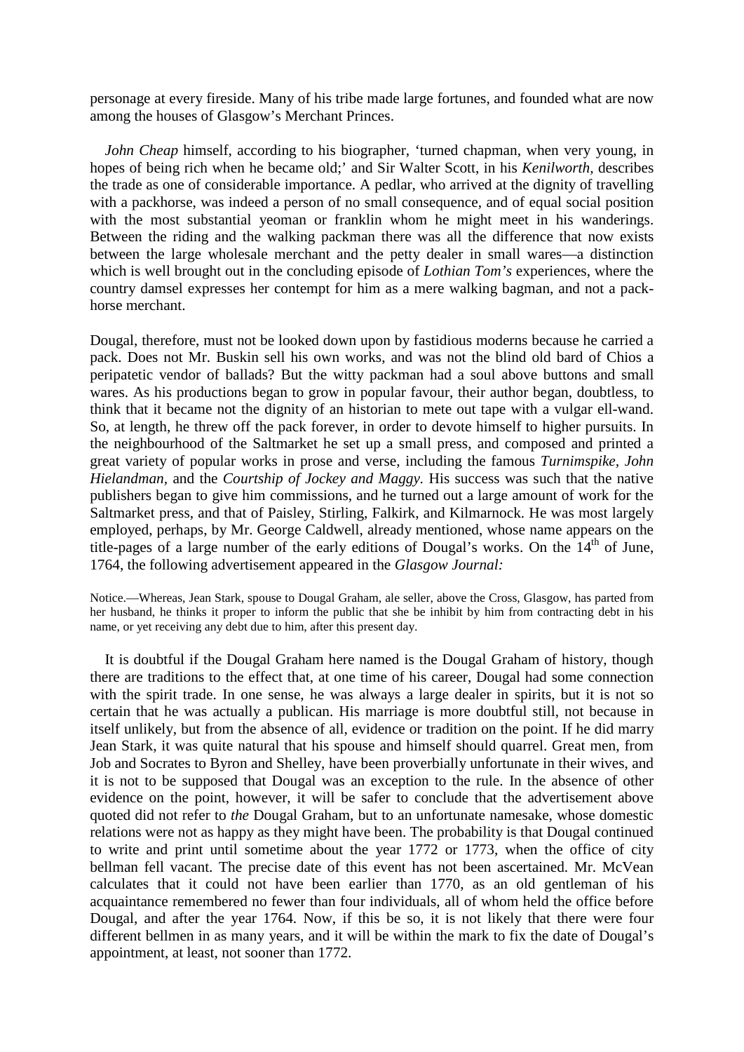personage at every fireside. Many of his tribe made large fortunes, and founded what are now among the houses of Glasgow's Merchant Princes.

*John Cheap* himself, according to his biographer, 'turned chapman, when very young, in hopes of being rich when he became old;' and Sir Walter Scott, in his *Kenilworth,* describes the trade as one of considerable importance. A pedlar, who arrived at the dignity of travelling with a packhorse, was indeed a person of no small consequence, and of equal social position with the most substantial yeoman or franklin whom he might meet in his wanderings. Between the riding and the walking packman there was all the difference that now exists between the large wholesale merchant and the petty dealer in small wares—a distinction which is well brought out in the concluding episode of *Lothian Tom's* experiences, where the country damsel expresses her contempt for him as a mere walking bagman, and not a pack-horse merchant.

Dougal, therefore, must not be looked down upon by fastidious moderns because he carried a pack. Does not Mr. Buskin sell his own works, and was not the blind old bard of Chios a peripatetic vendor of ballads? But the witty packman had a soul above buttons and small wares. As his productions began to grow in popular favour, their author began, doubtless, to think that it became not the dignity of an historian to mete out tape with a vulgar ell-wand. So, at length, he threw off the pack forever, in order to devote himself to higher pursuits. In the neighbourhood of the Saltmarket he set up a small press, and composed and printed a great variety of popular works in prose and verse, including the famous *Turnimspike, John Hielandman*, and the *Courtship of Jockey and Maggy.* His success was such that the native publishers began to give him commissions, and he turned out a large amount of work for the Saltmarket press, and that of Paisley, Stirling, Falkirk, and Kilmarnock. He was most largely employed, perhaps, by Mr. George Caldwell, already mentioned, whose name appears on the title-pages of a large number of the early editions of Dougal's works. On the 14th of June, 1764, the following advertisement appeared in the *Glasgow Journal:*

Notice.—Whereas, Jean Stark, spouse to Dougal Graham, ale seller, above the Cross, Glasgow, has parted from her husband, he thinks it proper to inform the public that she be inhibit by him from contracting debt in his name, or yet receiving any debt due to him, after this present day.

It is doubtful if the Dougal Graham here named is the Dougal Graham of history, though there are traditions to the effect that, at one time of his career, Dougal had some connection with the spirit trade. In one sense, he was always a large dealer in spirits, but it is not so certain that he was actually a publican. His marriage is more doubtful still, not because in itself unlikely, but from the absence of all, evidence or tradition on the point. If he did marry Jean Stark, it was quite natural that his spouse and himself should quarrel. Great men, from Job and Socrates to Byron and Shelley, have been proverbially unfortunate in their wives, and it is not to be supposed that Dougal was an exception to the rule. In the absence of other evidence on the point, however, it will be safer to conclude that the advertisement above quoted did not refer to *the* Dougal Graham, but to an unfortunate namesake, whose domestic relations were not as happy as they might have been. The probability is that Dougal continued to write and print until sometime about the year 1772 or 1773, when the office of city bellman fell vacant. The precise date of this event has not been ascertained. Mr. McVean calculates that it could not have been earlier than 1770, as an old gentleman of his acquaintance remembered no fewer than four individuals, all of whom held the office before Dougal, and after the year 1764. Now, if this be so, it is not likely that there were four different bellmen in as many years, and it will be within the mark to fix the date of Dougal's appointment, at least, not sooner than 1772.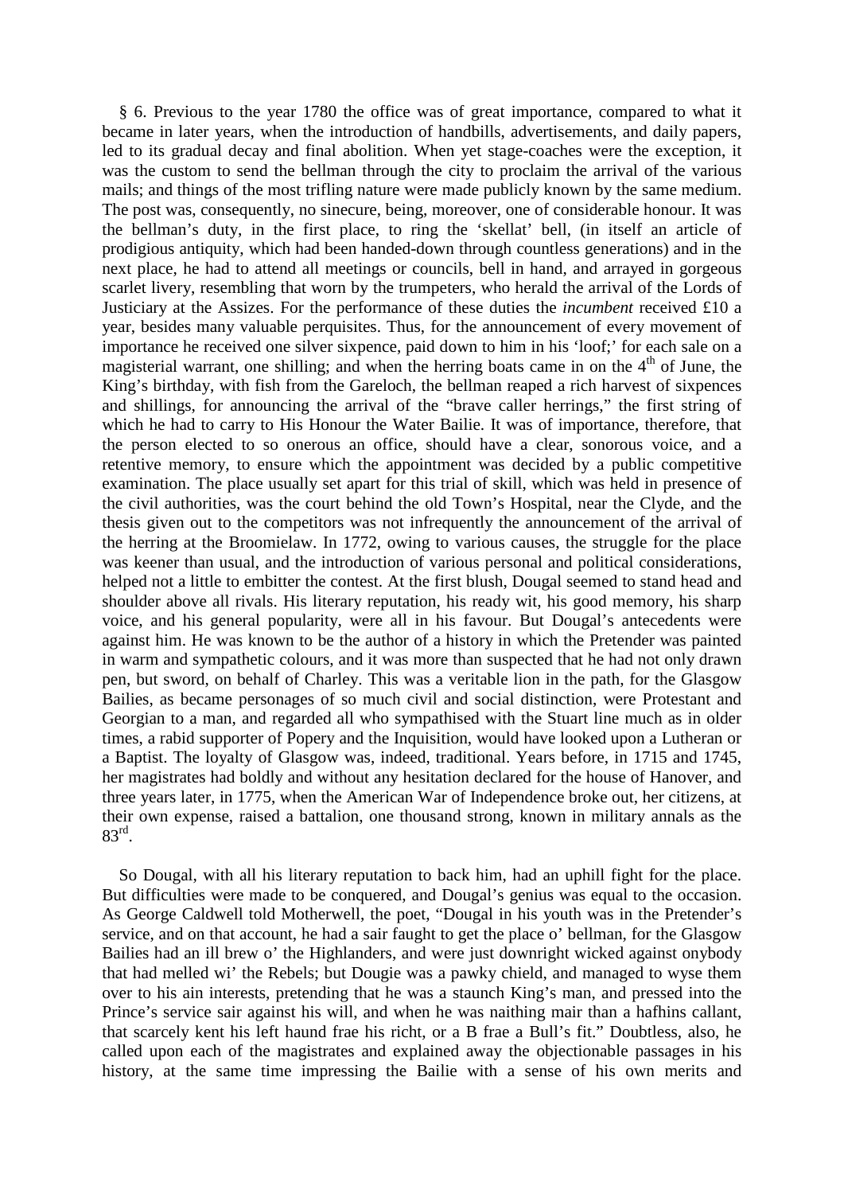§ 6. Previous to the year 1780 the office was of great importance, compared to what it became in later years, when the introduction of handbills, advertisements, and daily papers, led to its gradual decay and final abolition. When yet stage-coaches were the exception, it was the custom to send the bellman through the city to proclaim the arrival of the various mails; and things of the most trifling nature were made publicly known by the same medium. The post was, consequently, no sinecure, being, moreover, one of considerable honour. It was the bellman's duty, in the first place, to ring the 'skellat' bell, (in itself an article of prodigious antiquity, which had been handed-down through countless generations) and in the next place, he had to attend all meetings or councils, bell in hand, and arrayed in gorgeous scarlet livery, resembling that worn by the trumpeters, who herald the arrival of the Lords of Justiciary at the Assizes. For the performance of these duties the *incumbent* received £10 a year, besides many valuable perquisites. Thus, for the announcement of every movement of importance he received one silver sixpence, paid down to him in his 'loof;' for each sale on a magisterial warrant, one shilling; and when the herring boats came in on the 4th of June, the King's birthday, with fish from the Gareloch, the bellman reaped a rich harvest of sixpences and shillings, for announcing the arrival of the "brave caller herrings," the first string of which he had to carry to His Honour the Water Bailie. It was of importance, therefore, that the person elected to so onerous an office, should have a clear, sonorous voice, and a retentive memory, to ensure which the appointment was decided by a public competitive examination. The place usually set apart for this trial of skill, which was held in presence of the civil authorities, was the court behind the old Town's Hospital, near the Clyde, and the thesis given out to the competitors was not infrequently the announcement of the arrival of the herring at the Broomielaw. In 1772, owing to various causes, the struggle for the place was keener than usual, and the introduction of various personal and political considerations, helped not a little to embitter the contest. At the first blush, Dougal seemed to stand head and shoulder above all rivals. His literary reputation, his ready wit, his good memory, his sharp voice, and his general popularity, were all in his favour. But Dougal's antecedents were against him. He was known to be the author of a history in which the Pretender was painted in warm and sympathetic colours, and it was more than suspected that he had not only drawn pen, but sword, on behalf of Charley. This was a veritable lion in the path, for the Glasgow Bailies, as became personages of so much civil and social distinction, were Protestant and Georgian to a man, and regarded all who sympathised with the Stuart line much as in older times, a rabid supporter of Popery and the Inquisition, would have looked upon a Lutheran or a Baptist. The loyalty of Glasgow was, indeed, traditional. Years before, in 1715 and 1745, her magistrates had boldly and without any hesitation declared for the house of Hanover, and three years later, in 1775, when the American War of Independence broke out, her citizens, at their own expense, raised a battalion, one thousand strong, known in military annals as the 83rd.

So Dougal, with all his literary reputation to back him, had an uphill fight for the place. But difficulties were made to be conquered, and Dougal's genius was equal to the occasion. As George Caldwell told Motherwell, the poet, "Dougal in his youth was in the Pretender's service, and on that account, he had a sair faught to get the place o' bellman, for the Glasgow Bailies had an ill brew o' the Highlanders, and were just downright wicked against onybody that had melled wi' the Rebels; but Dougie was a pawky chield, and managed to wyse them over to his ain interests, pretending that he was a staunch King's man, and pressed into the Prince's service sair against his will, and when he was naithing mair than a hafhins callant, that scarcely kent his left haund frae his richt, or a B frae a Bull's fit." Doubtless, also, he called upon each of the magistrates and explained away the objectionable passages in his history, at the same time impressing the Bailie with a sense of his own merits and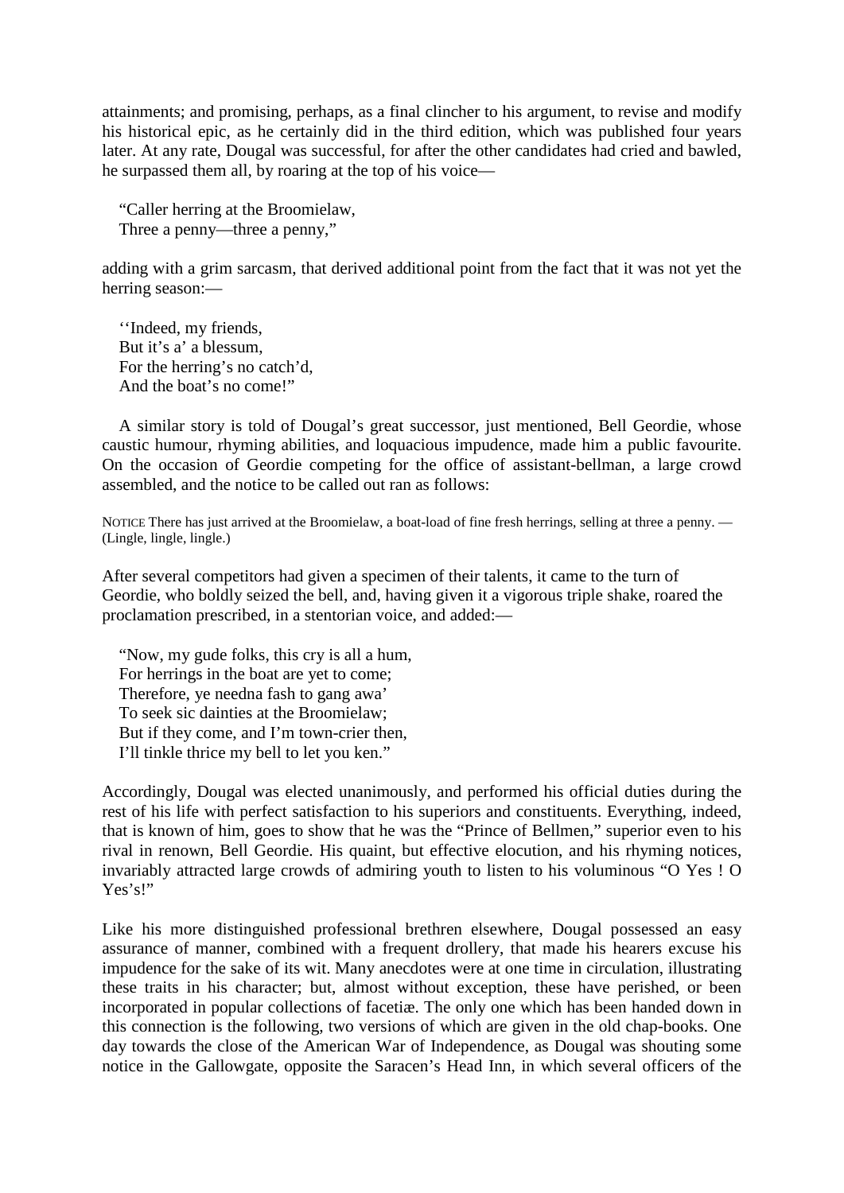attainments; and promising, perhaps, as a final clincher to his argument, to revise and modify his historical epic, as he certainly did in the third edition, which was published four years later. At any rate, Dougal was successful, for after the other candidates had cried and bawled, he surpassed them all, by roaring at the top of his voice—

> "Caller herring at the Broomielaw,
> Three a penny—three a penny,"

adding with a grim sarcasm, that derived additional point from the fact that it was not yet the herring season:—

> ''Indeed, my friends,
> But it's a' a blessum,
> For the herring's no catch'd,
> And the boat's no come!"

A similar story is told of Dougal's great successor, just mentioned, Bell Geordie, whose caustic humour, rhyming abilities, and loquacious impudence, made him a public favourite. On the occasion of Geordie competing for the office of assistant-bellman, a large crowd assembled, and the notice to be called out ran as follows:

NOTICE There has just arrived at the Broomielaw, a boat-load of fine fresh herrings, selling at three a penny. —(Lingle, lingle, lingle.)

After several competitors had given a specimen of their talents, it came to the turn of Geordie, who boldly seized the bell, and, having given it a vigorous triple shake, roared the proclamation prescribed, in a stentorian voice, and added:—

> "Now, my gude folks, this cry is all a hum,
> For herrings in the boat are yet to come;
> Therefore, ye needna fash to gang awa'
> To seek sic dainties at the Broomielaw;
> But if they come, and I'm town-crier then,
> I'll tinkle thrice my bell to let you ken."

Accordingly, Dougal was elected unanimously, and performed his official duties during the rest of his life with perfect satisfaction to his superiors and constituents. Everything, indeed, that is known of him, goes to show that he was the "Prince of Bellmen," superior even to his rival in renown, Bell Geordie. His quaint, but effective elocution, and his rhyming notices, invariably attracted large crowds of admiring youth to listen to his voluminous "O Yes ! O Yes's!"

Like his more distinguished professional brethren elsewhere, Dougal possessed an easy assurance of manner, combined with a frequent drollery, that made his hearers excuse his impudence for the sake of its wit. Many anecdotes were at one time in circulation, illustrating these traits in his character; but, almost without exception, these have perished, or been incorporated in popular collections of facetiæ. The only one which has been handed down in this connection is the following, two versions of which are given in the old chap-books. One day towards the close of the American War of Independence, as Dougal was shouting some notice in the Gallowgate, opposite the Saracen's Head Inn, in which several officers of the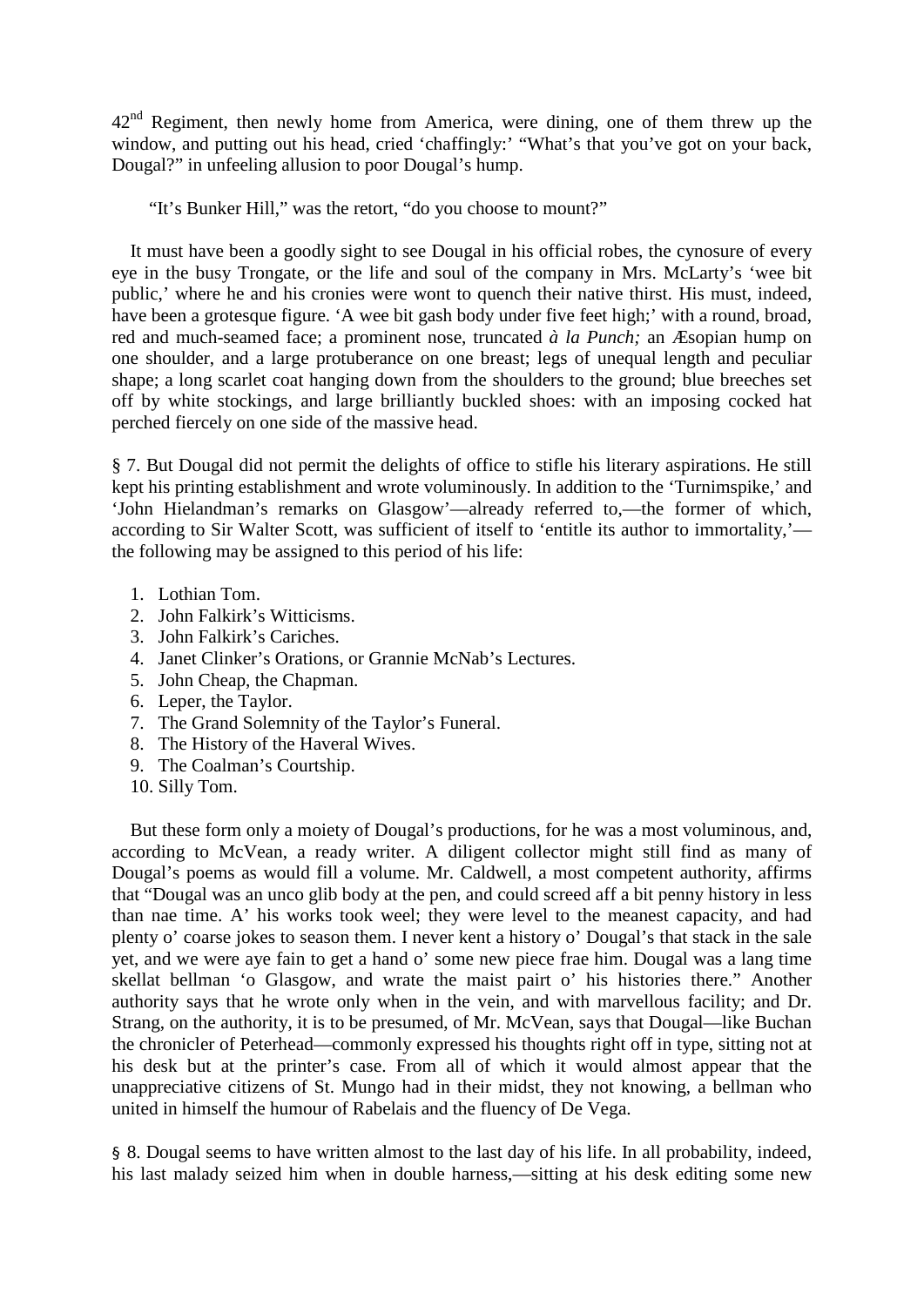42nd Regiment, then newly home from America, were dining, one of them threw up the window, and putting out his head, cried 'chaffingly:' "What's that you've got on your back, Dougal?" in unfeeling allusion to poor Dougal's hump.

"It's Bunker Hill," was the retort, "do you choose to mount?"

It must have been a goodly sight to see Dougal in his official robes, the cynosure of every eye in the busy Trongate, or the life and soul of the company in Mrs. McLarty's 'wee bit public,' where he and his cronies were wont to quench their native thirst. His must, indeed, have been a grotesque figure. 'A wee bit gash body under five feet high;' with a round, broad, red and much-seamed face; a prominent nose, truncated *à la Punch;* an Æsopian hump on one shoulder, and a large protuberance on one breast; legs of unequal length and peculiar shape; a long scarlet coat hanging down from the shoulders to the ground; blue breeches set off by white stockings, and large brilliantly buckled shoes: with an imposing cocked hat perched fiercely on one side of the massive head.

§ 7. But Dougal did not permit the delights of office to stifle his literary aspirations. He still kept his printing establishment and wrote voluminously. In addition to the 'Turnimspike,' and 'John Hielandman's remarks on Glasgow'—already referred to,—the former of which, according to Sir Walter Scott, was sufficient of itself to 'entitle its author to immortality,'—the following may be assigned to this period of his life:

1. Lothian Tom.
2. John Falkirk's Witticisms.
3. John Falkirk's Cariches.
4. Janet Clinker's Orations, or Grannie McNab's Lectures.
5. John Cheap, the Chapman.
6. Leper, the Taylor.
7. The Grand Solemnity of the Taylor's Funeral.
8. The History of the Haveral Wives.
9. The Coalman's Courtship.
10. Silly Tom.

But these form only a moiety of Dougal's productions, for he was a most voluminous, and, according to McVean, a ready writer. A diligent collector might still find as many of Dougal's poems as would fill a volume. Mr. Caldwell, a most competent authority, affirms that "Dougal was an unco glib body at the pen, and could screed aff a bit penny history in less than nae time. A' his works took weel; they were level to the meanest capacity, and had plenty o' coarse jokes to season them. I never kent a history o' Dougal's that stack in the sale yet, and we were aye fain to get a hand o' some new piece frae him. Dougal was a lang time skellat bellman 'o Glasgow, and wrate the maist pairt o' his histories there." Another authority says that he wrote only when in the vein, and with marvellous facility; and Dr. Strang, on the authority, it is to be presumed, of Mr. McVean, says that Dougal—like Buchan the chronicler of Peterhead—commonly expressed his thoughts right off in type, sitting not at his desk but at the printer's case. From all of which it would almost appear that the unappreciative citizens of St. Mungo had in their midst, they not knowing, a bellman who united in himself the humour of Rabelais and the fluency of De Vega.

§ 8. Dougal seems to have written almost to the last day of his life. In all probability, indeed, his last malady seized him when in double harness,—sitting at his desk editing some new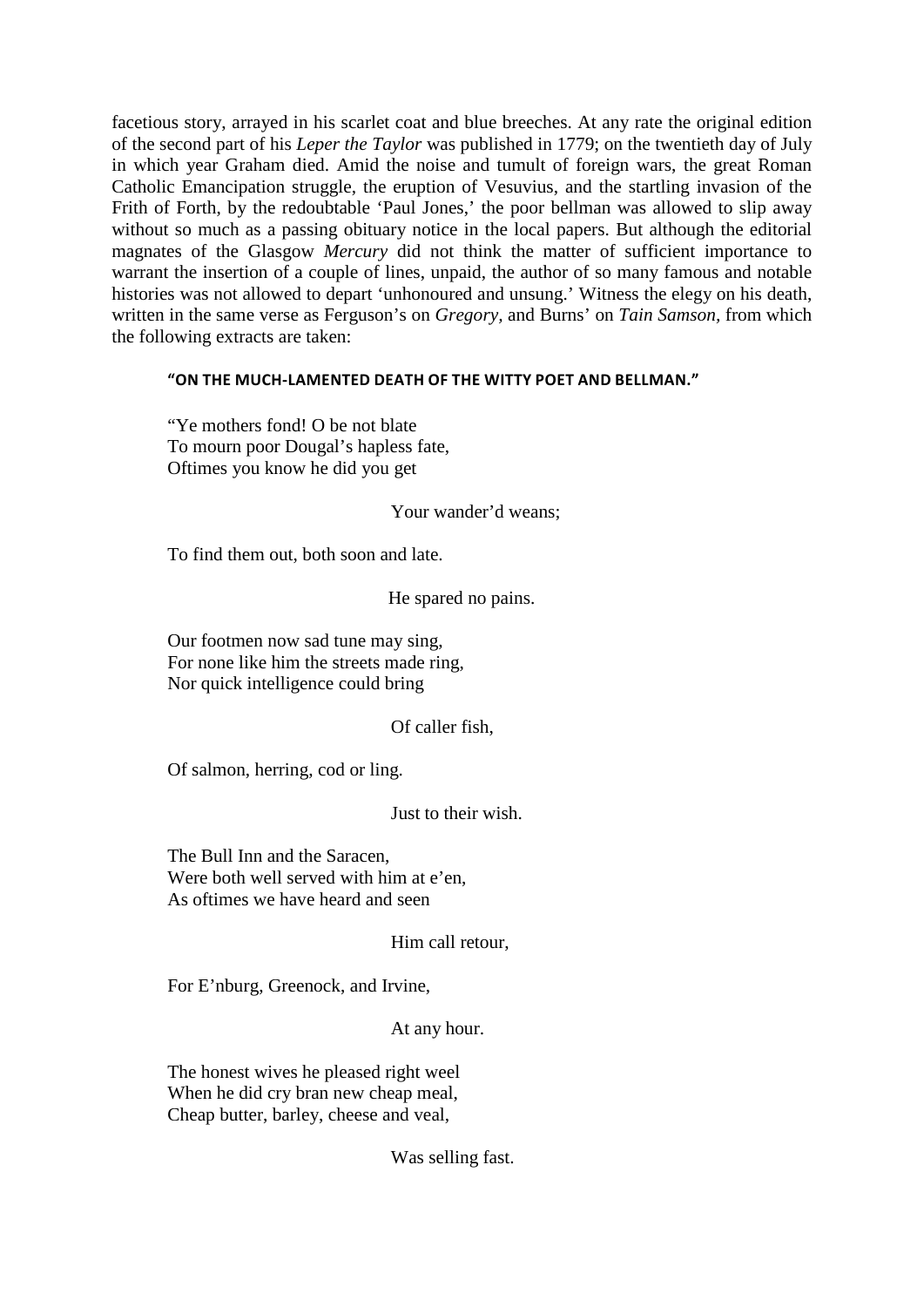facetious story, arrayed in his scarlet coat and blue breeches. At any rate the original edition of the second part of his *Leper the Taylor* was published in 1779; on the twentieth day of July in which year Graham died. Amid the noise and tumult of foreign wars, the great Roman Catholic Emancipation struggle, the eruption of Vesuvius, and the startling invasion of the Frith of Forth, by the redoubtable 'Paul Jones,' the poor bellman was allowed to slip away without so much as a passing obituary notice in the local papers. But although the editorial magnates of the Glasgow *Mercury* did not think the matter of sufficient importance to warrant the insertion of a couple of lines, unpaid, the author of so many famous and notable histories was not allowed to depart 'unhonoured and unsung.' Witness the elegy on his death, written in the same verse as Ferguson's on *Gregory*, and Burns' on *Tain Samson*, from which the following extracts are taken:

**"ON THE MUCH-LAMENTED DEATH OF THE WITTY POET AND BELLMAN."**

"Ye mothers fond! O be not blate  
To mourn poor Dougal's hapless fate,  
Oftimes you know he did you get

Your wander'd weans;

To find them out, both soon and late.

He spared no pains.

Our footmen now sad tune may sing,  
For none like him the streets made ring,  
Nor quick intelligence could bring

Of caller fish,

Of salmon, herring, cod or ling.

Just to their wish.

The Bull Inn and the Saracen,  
Were both well served with him at e'en,  
As oftimes we have heard and seen

Him call retour,

For E'nburg, Greenock, and Irvine,

At any hour.

The honest wives he pleased right weel  
When he did cry bran new cheap meal,  
Cheap butter, barley, cheese and veal,

Was selling fast.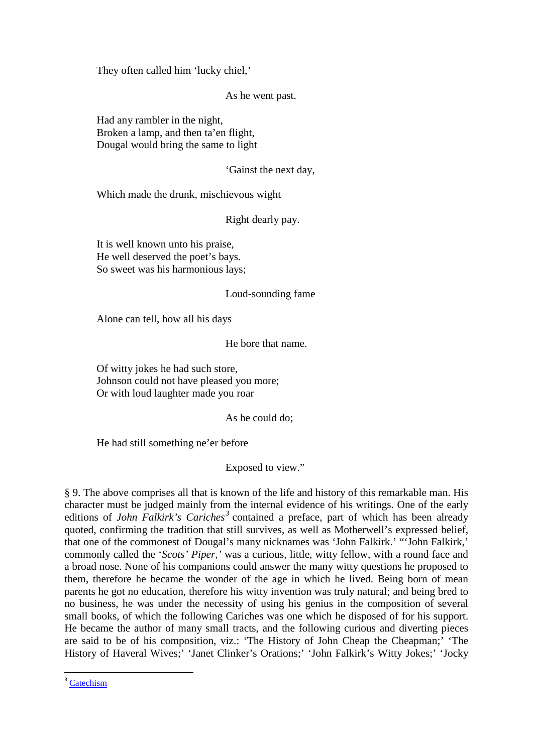They often called him 'lucky chiel,'

As he went past.

Had any rambler in the night,
Broken a lamp, and then ta'en flight,
Dougal would bring the same to light

'Gainst the next day,

Which made the drunk, mischievous wight

Right dearly pay.

It is well known unto his praise,
He well deserved the poet's bays.
So sweet was his harmonious lays;

Loud-sounding fame

Alone can tell, how all his days

He bore that name.

Of witty jokes he had such store,
Johnson could not have pleased you more;
Or with loud laughter made you roar

As he could do;

He had still something ne'er before

Exposed to view."

§ 9. The above comprises all that is known of the life and history of this remarkable man. His character must be judged mainly from the internal evidence of his writings. One of the early editions of *John Falkirk's Cariches*[3] contained a preface, part of which has been already quoted, confirming the tradition that still survives, as well as Motherwell's expressed belief, that one of the commonest of Dougal's many nicknames was 'John Falkirk.' "'John Falkirk,' commonly called the '*Scots' Piper,'* was a curious, little, witty fellow, with a round face and a broad nose. None of his companions could answer the many witty questions he proposed to them, therefore he became the wonder of the age in which he lived. Being born of mean parents he got no education, therefore his witty invention was truly natural; and being bred to no business, he was under the necessity of using his genius in the composition of several small books, of which the following Cariches was one which he disposed of for his support. He became the author of many small tracts, and the following curious and diverting pieces are said to be of his composition, viz.: 'The History of John Cheap the Cheapman;' 'The History of Haveral Wives;' 'Janet Clinker's Orations;' 'John Falkirk's Witty Jokes;' 'Jocky

[3] Catechism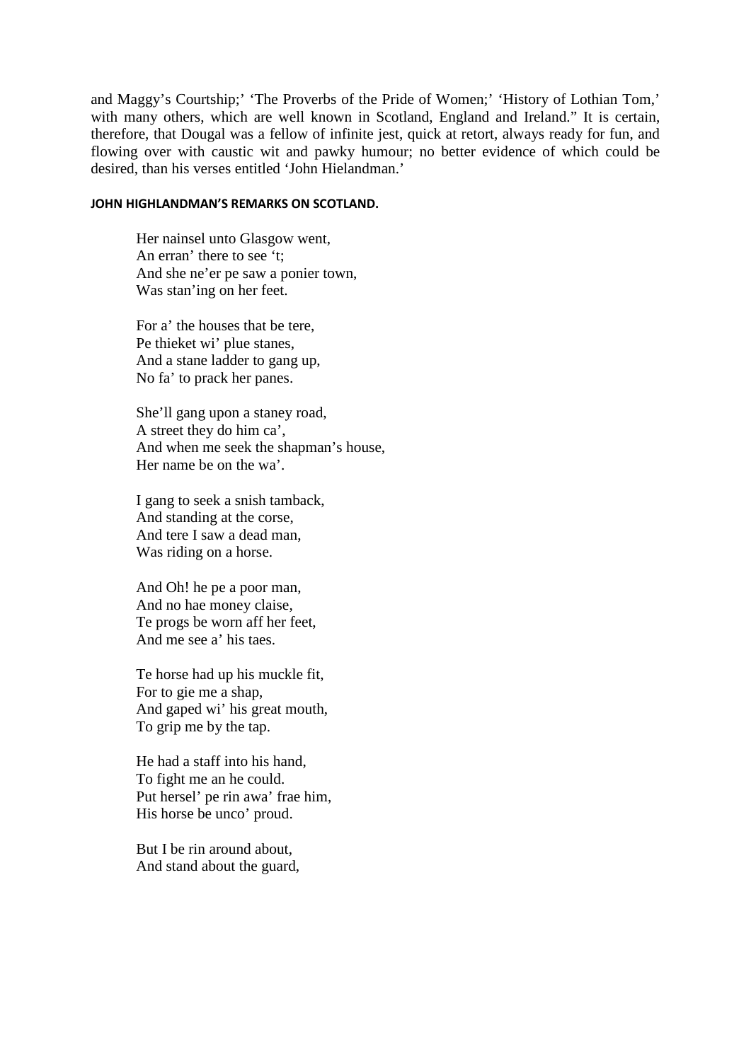and Maggy's Courtship;' 'The Proverbs of the Pride of Women;' 'History of Lothian Tom,' with many others, which are well known in Scotland, England and Ireland." It is certain, therefore, that Dougal was a fellow of infinite jest, quick at retort, always ready for fun, and flowing over with caustic wit and pawky humour; no better evidence of which could be desired, than his verses entitled 'John Hielandman.'

**JOHN HIGHLANDMAN'S REMARKS ON SCOTLAND.**

Her nainsel unto Glasgow went,  
An erran' there to see 't;  
And she ne'er pe saw a ponier town,  
Was stan'ing on her feet.

For a' the houses that be tere,  
Pe thieket wi' plue stanes,  
And a stane ladder to gang up,  
No fa' to prack her panes.

She'll gang upon a staney road,  
A street they do him ca',  
And when me seek the shapman's house,  
Her name be on the wa'.

I gang to seek a snish tamback,  
And standing at the corse,  
And tere I saw a dead man,  
Was riding on a horse.

And Oh! he pe a poor man,  
And no hae money claise,  
Te progs be worn aff her feet,  
And me see a' his taes.

Te horse had up his muckle fit,  
For to gie me a shap,  
And gaped wi' his great mouth,  
To grip me by the tap.

He had a staff into his hand,  
To fight me an he could.  
Put hersel' pe rin awa' frae him,  
His horse be unco' proud.

But I be rin around about,  
And stand about the guard,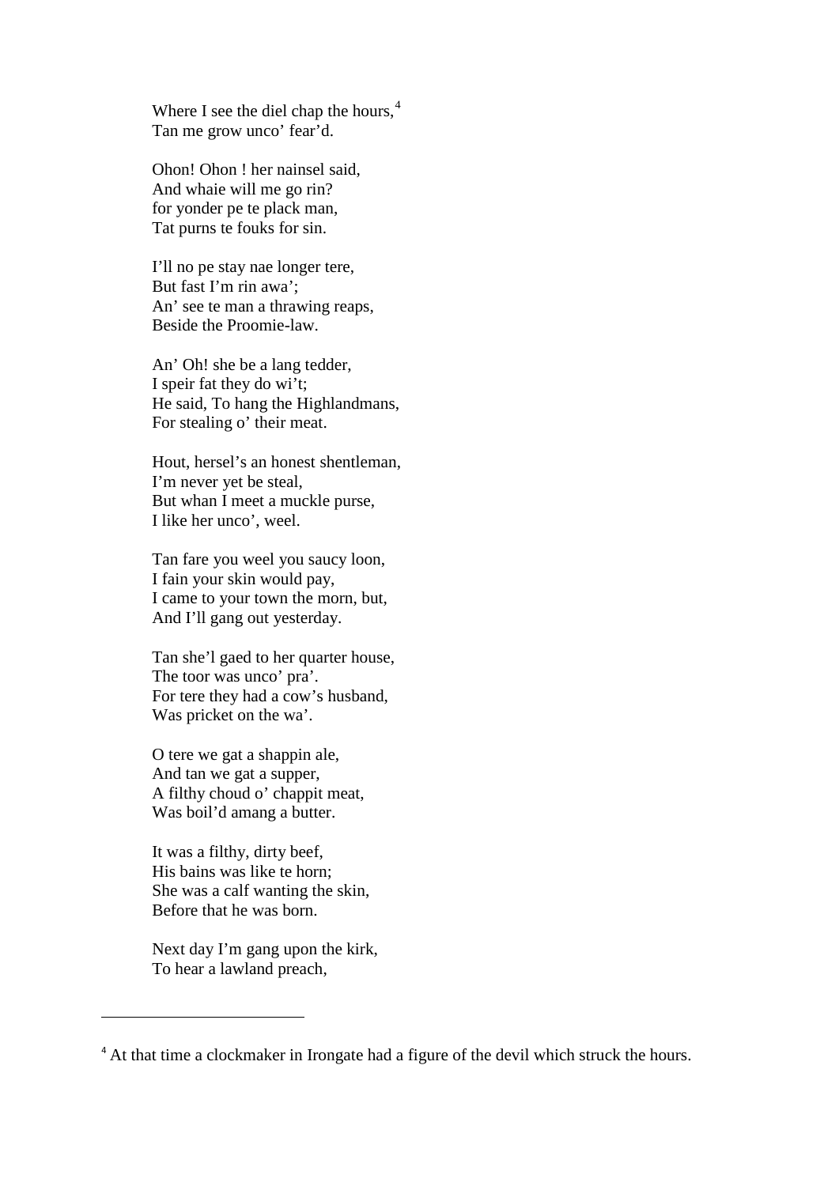Where I see the diel chap the hours,[4]
Tan me grow unco' fear'd.

Ohon! Ohon ! her nainsel said,
And whaie will me go rin?
for yonder pe te plack man,
Tat purns te fouks for sin.

I'll no pe stay nae longer tere,
But fast I'm rin awa';
An' see te man a thrawing reaps,
Beside the Proomie-law.

An' Oh! she be a lang tedder,
I speir fat they do wi't;
He said, To hang the Highlandmans,
For stealing o' their meat.

Hout, hersel's an honest shentleman,
I'm never yet be steal,
But whan I meet a muckle purse,
I like her unco', weel.

Tan fare you weel you saucy loon,
I fain your skin would pay,
I came to your town the morn, but,
And I'll gang out yesterday.

Tan she'l gaed to her quarter house,
The toor was unco' pra'.
For tere they had a cow's husband,
Was pricket on the wa'.

O tere we gat a shappin ale,
And tan we gat a supper,
A filthy choud o' chappit meat,
Was boil'd amang a butter.

It was a filthy, dirty beef,
His bains was like te horn;
She was a calf wanting the skin,
Before that he was born.

Next day I'm gang upon the kirk,
To hear a lawland preach,

---

[4] At that time a clockmaker in Irongate had a figure of the devil which struck the hours.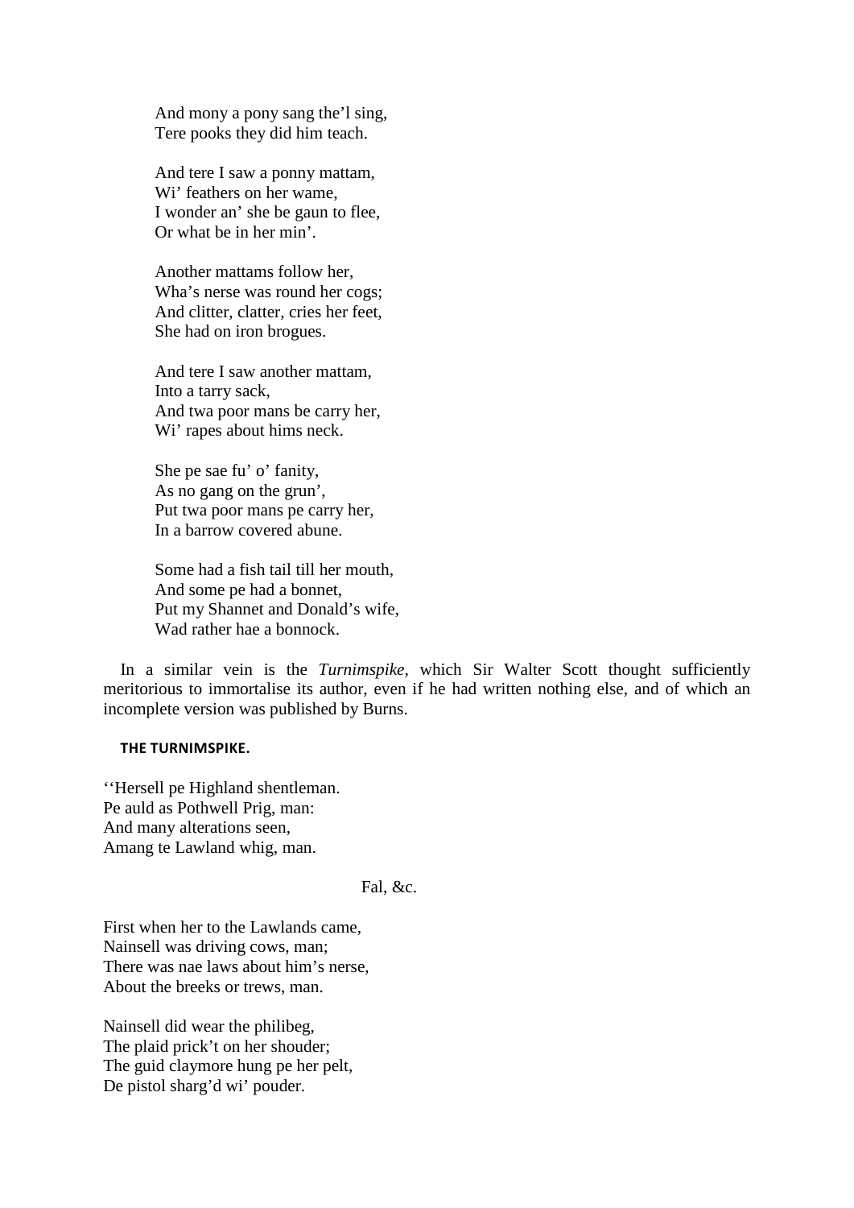And mony a pony sang the'l sing,
Tere pooks they did him teach.

And tere I saw a ponny mattam,
Wi' feathers on her wame,
I wonder an' she be gaun to flee,
Or what be in her min'.

Another mattams follow her,
Wha's nerse was round her cogs;
And clitter, clatter, cries her feet,
She had on iron brogues.

And tere I saw another mattam,
Into a tarry sack,
And twa poor mans be carry her,
Wi' rapes about hims neck.

She pe sae fu' o' fanity,
As no gang on the grun',
Put twa poor mans pe carry her,
In a barrow covered abune.

Some had a fish tail till her mouth,
And some pe had a bonnet,
Put my Shannet and Donald's wife,
Wad rather hae a bonnock.

In a similar vein is the *Turnimspike*, which Sir Walter Scott thought sufficiently meritorious to immortalise its author, even if he had written nothing else, and of which an incomplete version was published by Burns.

**THE TURNIMSPIKE.**

''Hersell pe Highland shentleman.
Pe auld as Pothwell Prig, man:
And many alterations seen,
Amang te Lawland whig, man.

Fal, &c.

First when her to the Lawlands came,
Nainsell was driving cows, man;
There was nae laws about him's nerse,
About the breeks or trews, man.

Nainsell did wear the philibeg,
The plaid prick't on her shouder;
The guid claymore hung pe her pelt,
De pistol sharg'd wi' pouder.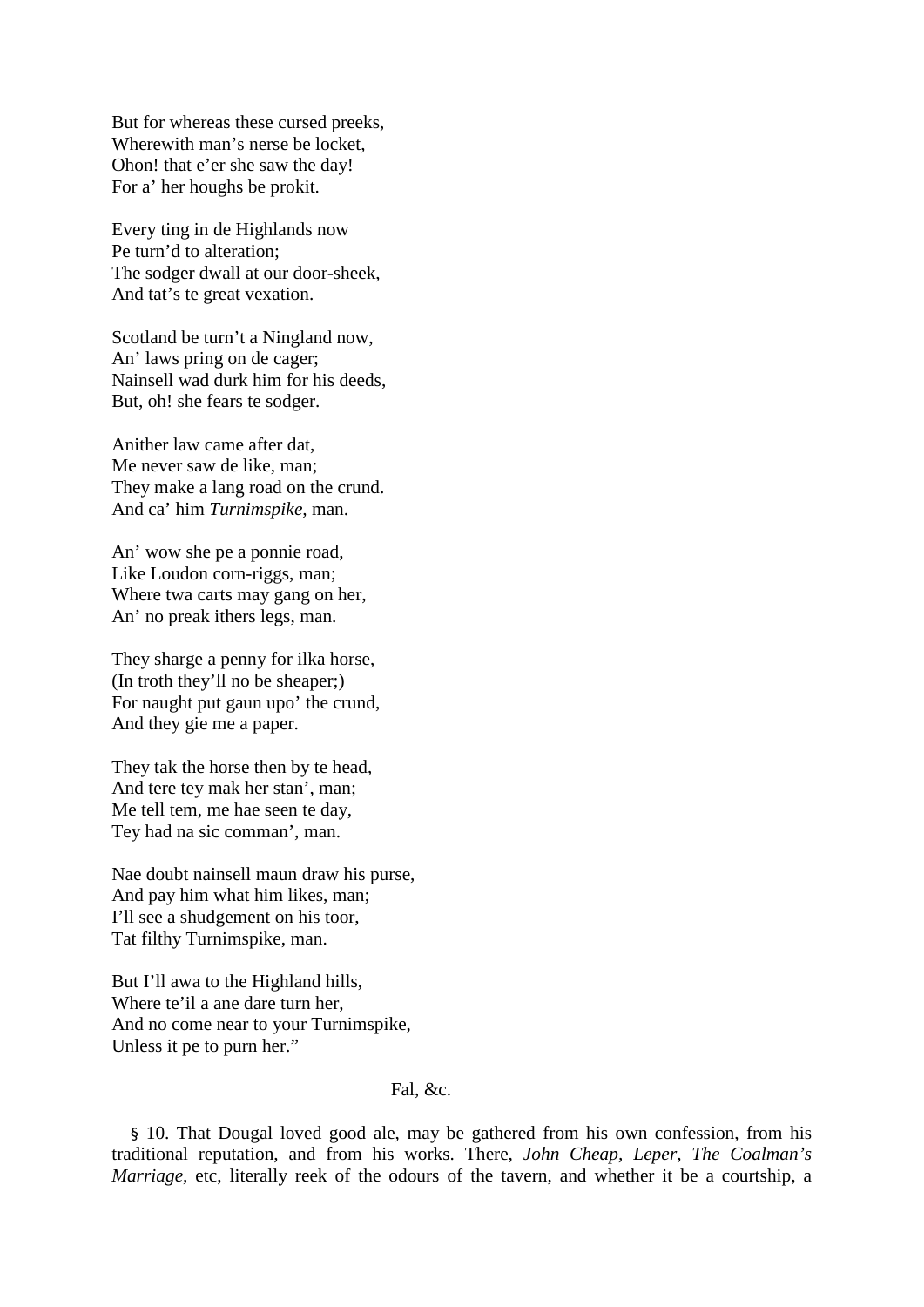But for whereas these cursed preeks,
Wherewith man's nerse be locket,
Ohon! that e'er she saw the day!
For a' her houghs be prokit.

Every ting in de Highlands now
Pe turn'd to alteration;
The sodger dwall at our door-sheek,
And tat's te great vexation.

Scotland be turn't a Ningland now,
An' laws pring on de cager;
Nainsell wad durk him for his deeds,
But, oh! she fears te sodger.

Anither law came after dat,
Me never saw de like, man;
They make a lang road on the crund.
And ca' him *Turnimspike,* man.

An' wow she pe a ponnie road,
Like Loudon corn-riggs, man;
Where twa carts may gang on her,
An' no preak ithers legs, man.

They sharge a penny for ilka horse,
(In troth they'll no be sheaper;)
For naught put gaun upo' the crund,
And they gie me a paper.

They tak the horse then by te head,
And tere tey mak her stan', man;
Me tell tem, me hae seen te day,
Tey had na sic comman', man.

Nae doubt nainsell maun draw his purse,
And pay him what him likes, man;
I'll see a shudgement on his toor,
Tat filthy Turnimspike, man.

But I'll awa to the Highland hills,
Where te'il a ane dare turn her,
And no come near to your Turnimspike,
Unless it pe to purn her."

Fal, &c.

§ 10. That Dougal loved good ale, may be gathered from his own confession, from his traditional reputation, and from his works. There, *John Cheap, Leper, The Coalman's Marriage,* etc, literally reek of the odours of the tavern, and whether it be a courtship, a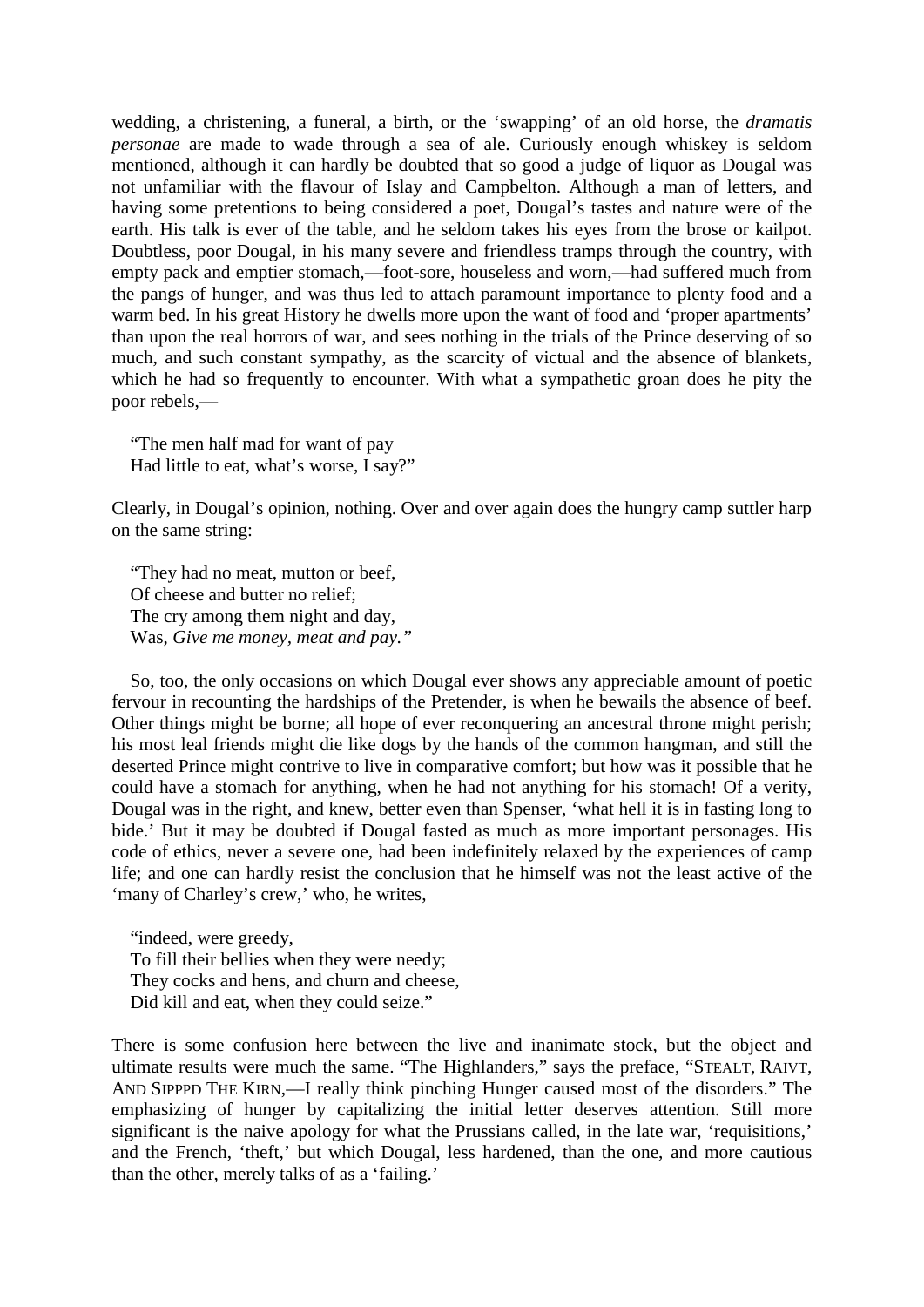wedding, a christening, a funeral, a birth, or the 'swapping' of an old horse, the *dramatis personae* are made to wade through a sea of ale. Curiously enough whiskey is seldom mentioned, although it can hardly be doubted that so good a judge of liquor as Dougal was not unfamiliar with the flavour of Islay and Campbelton. Although a man of letters, and having some pretentions to being considered a poet, Dougal's tastes and nature were of the earth. His talk is ever of the table, and he seldom takes his eyes from the brose or kailpot. Doubtless, poor Dougal, in his many severe and friendless tramps through the country, with empty pack and emptier stomach,—foot-sore, houseless and worn,—had suffered much from the pangs of hunger, and was thus led to attach paramount importance to plenty food and a warm bed. In his great History he dwells more upon the want of food and 'proper apartments' than upon the real horrors of war, and sees nothing in the trials of the Prince deserving of so much, and such constant sympathy, as the scarcity of victual and the absence of blankets, which he had so frequently to encounter. With what a sympathetic groan does he pity the poor rebels,—

"The men half mad for want of pay  
Had little to eat, what's worse, I say?"

Clearly, in Dougal's opinion, nothing. Over and over again does the hungry camp suttler harp on the same string:

"They had no meat, mutton or beef,  
Of cheese and butter no relief;  
The cry among them night and day,  
Was, *Give me money, meat and pay."*

So, too, the only occasions on which Dougal ever shows any appreciable amount of poetic fervour in recounting the hardships of the Pretender, is when he bewails the absence of beef. Other things might be borne; all hope of ever reconquering an ancestral throne might perish; his most leal friends might die like dogs by the hands of the common hangman, and still the deserted Prince might contrive to live in comparative comfort; but how was it possible that he could have a stomach for anything, when he had not anything for his stomach! Of a verity, Dougal was in the right, and knew, better even than Spenser, 'what hell it is in fasting long to bide.' But it may be doubted if Dougal fasted as much as more important personages. His code of ethics, never a severe one, had been indefinitely relaxed by the experiences of camp life; and one can hardly resist the conclusion that he himself was not the least active of the 'many of Charley's crew,' who, he writes,

"indeed, were greedy,  
To fill their bellies when they were needy;  
They cocks and hens, and churn and cheese,  
Did kill and eat, when they could seize."

There is some confusion here between the live and inanimate stock, but the object and ultimate results were much the same. "The Highlanders," says the preface, "STEALT, RAIVT, AND SIPPPD THE KIRN,—I really think pinching Hunger caused most of the disorders." The emphasizing of hunger by capitalizing the initial letter deserves attention. Still more significant is the naive apology for what the Prussians called, in the late war, 'requisitions,' and the French, 'theft,' but which Dougal, less hardened, than the one, and more cautious than the other, merely talks of as a 'failing.'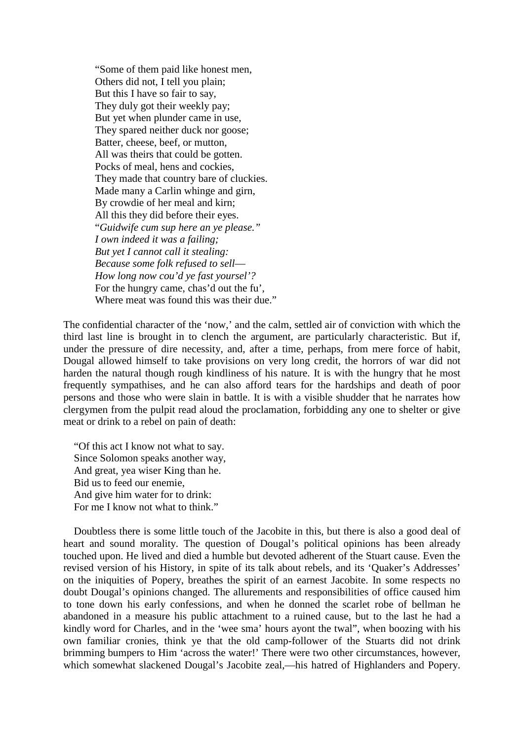"Some of them paid like honest men,  
Others did not, I tell you plain;  
But this I have so fair to say,  
They duly got their weekly pay;  
But yet when plunder came in use,  
They spared neither duck nor goose;  
Batter, cheese, beef, or mutton,  
All was theirs that could be gotten.  
Pocks of meal, hens and cockies,  
They made that country bare of cluckies.  
Made many a Carlin whinge and girn,  
By crowdie of her meal and kirn;  
All this they did before their eyes.  
"*Guidwife cum sup here an ye please."*  
*I own indeed it was a failing;*  
*But yet I cannot call it stealing:*  
*Because some folk refused to sell*—  
*How long now cou'd ye fast yoursel'?*  
For the hungry came, chas'd out the fu',  
Where meat was found this was their due."

The confidential character of the 'now,' and the calm, settled air of conviction with which the third last line is brought in to clench the argument, are particularly characteristic. But if, under the pressure of dire necessity, and, after a time, perhaps, from mere force of habit, Dougal allowed himself to take provisions on very long credit, the horrors of war did not harden the natural though rough kindliness of his nature. It is with the hungry that he most frequently sympathises, and he can also afford tears for the hardships and death of poor persons and those who were slain in battle. It is with a visible shudder that he narrates how clergymen from the pulpit read aloud the proclamation, forbidding any one to shelter or give meat or drink to a rebel on pain of death:

"Of this act I know not what to say.  
Since Solomon speaks another way,  
And great, yea wiser King than he.  
Bid us to feed our enemie,  
And give him water for to drink:  
For me I know not what to think."

Doubtless there is some little touch of the Jacobite in this, but there is also a good deal of heart and sound morality. The question of Dougal's political opinions has been already touched upon. He lived and died a humble but devoted adherent of the Stuart cause. Even the revised version of his History, in spite of its talk about rebels, and its 'Quaker's Addresses' on the iniquities of Popery, breathes the spirit of an earnest Jacobite. In some respects no doubt Dougal's opinions changed. The allurements and responsibilities of office caused him to tone down his early confessions, and when he donned the scarlet robe of bellman he abandoned in a measure his public attachment to a ruined cause, but to the last he had a kindly word for Charles, and in the 'wee sma' hours ayont the twal", when boozing with his own familiar cronies, think ye that the old camp-follower of the Stuarts did not drink brimming bumpers to Him 'across the water!' There were two other circumstances, however, which somewhat slackened Dougal's Jacobite zeal,—his hatred of Highlanders and Popery.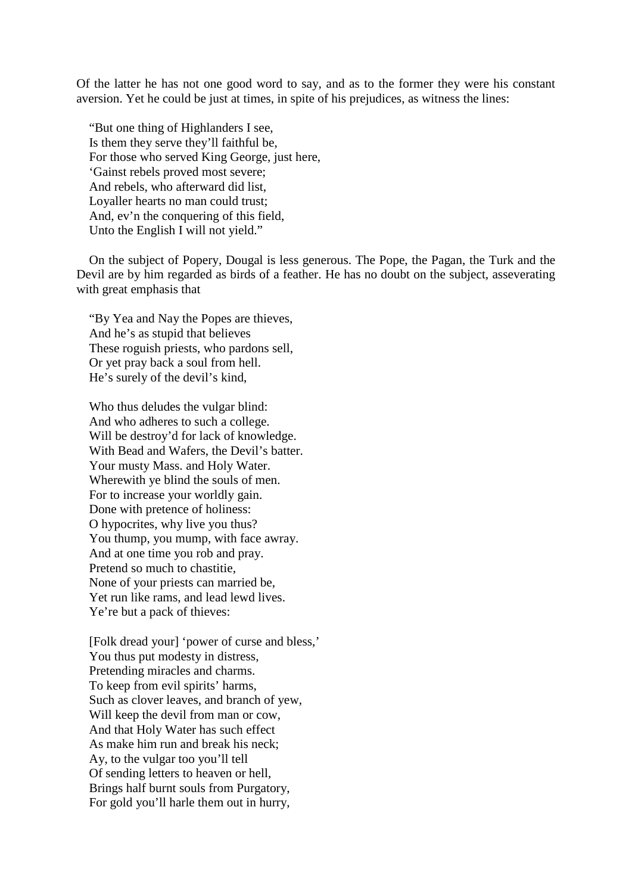Of the latter he has not one good word to say, and as to the former they were his constant aversion. Yet he could be just at times, in spite of his prejudices, as witness the lines:

"But one thing of Highlanders I see,  
Is them they serve they'll faithful be,  
For those who served King George, just here,  
'Gainst rebels proved most severe;  
And rebels, who afterward did list,  
Loyaller hearts no man could trust;  
And, ev'n the conquering of this field,  
Unto the English I will not yield."

On the subject of Popery, Dougal is less generous. The Pope, the Pagan, the Turk and the Devil are by him regarded as birds of a feather. He has no doubt on the subject, asseverating with great emphasis that

"By Yea and Nay the Popes are thieves,  
And he's as stupid that believes  
These roguish priests, who pardons sell,  
Or yet pray back a soul from hell.  
He's surely of the devil's kind,

Who thus deludes the vulgar blind:  
And who adheres to such a college.  
Will be destroy'd for lack of knowledge.  
With Bead and Wafers, the Devil's batter.  
Your musty Mass. and Holy Water.  
Wherewith ye blind the souls of men.  
For to increase your worldly gain.  
Done with pretence of holiness:  
O hypocrites, why live you thus?  
You thump, you mump, with face awray.  
And at one time you rob and pray.  
Pretend so much to chastitie,  
None of your priests can married be,  
Yet run like rams, and lead lewd lives.  
Ye're but a pack of thieves:

[Folk dread your] 'power of curse and bless,'  
You thus put modesty in distress,  
Pretending miracles and charms.  
To keep from evil spirits' harms,  
Such as clover leaves, and branch of yew,  
Will keep the devil from man or cow,  
And that Holy Water has such effect  
As make him run and break his neck;  
Ay, to the vulgar too you'll tell  
Of sending letters to heaven or hell,  
Brings half burnt souls from Purgatory,  
For gold you'll harle them out in hurry,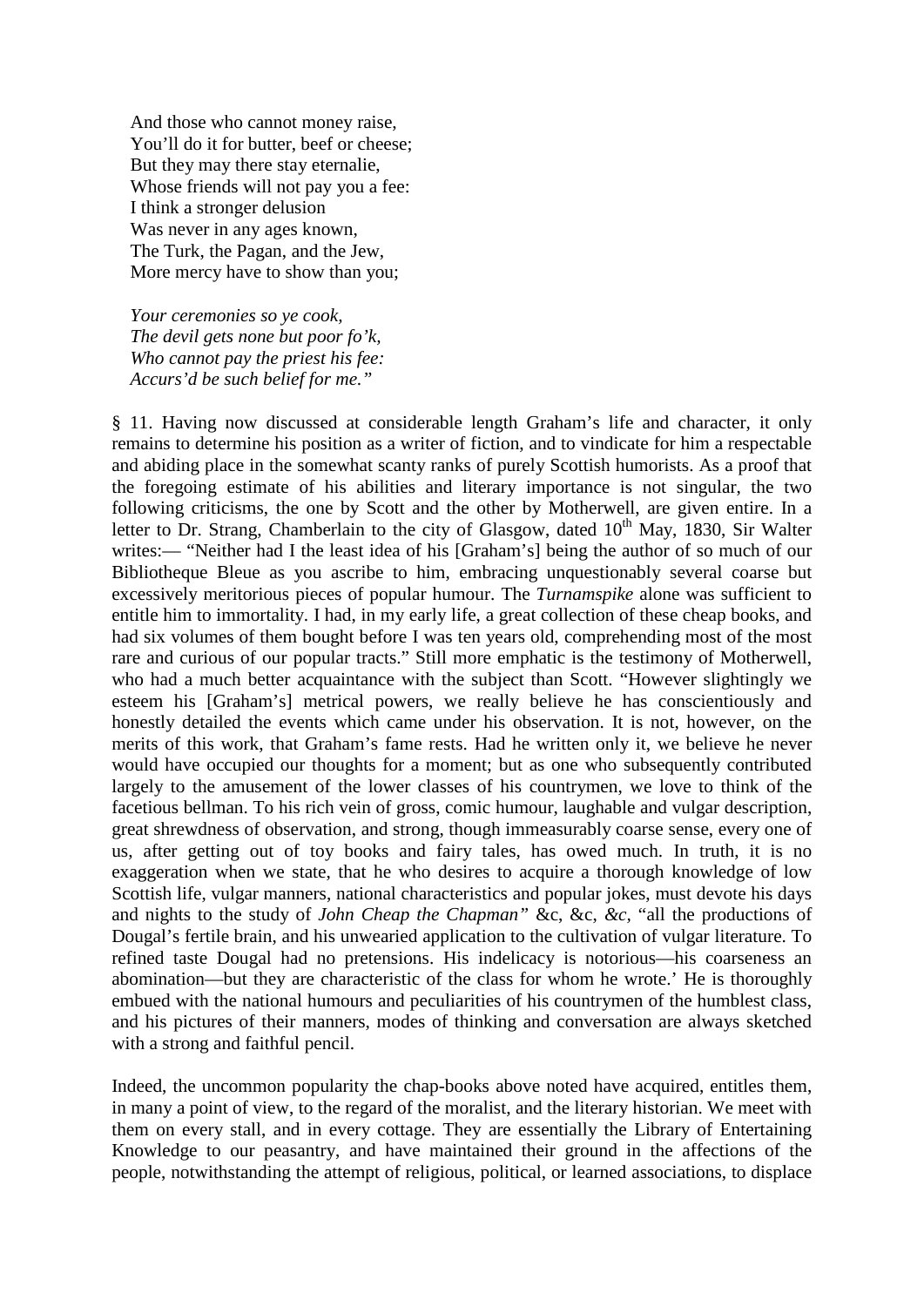And those who cannot money raise,
You'll do it for butter, beef or cheese;
But they may there stay eternalie,
Whose friends will not pay you a fee:
I think a stronger delusion
Was never in any ages known,
The Turk, the Pagan, and the Jew,
More mercy have to show than you;

*Your ceremonies so ye cook,*
*The devil gets none but poor fo'k,*
*Who cannot pay the priest his fee:*
*Accurs'd be such belief for me."*

§ 11. Having now discussed at considerable length Graham's life and character, it only remains to determine his position as a writer of fiction, and to vindicate for him a respectable and abiding place in the somewhat scanty ranks of purely Scottish humorists. As a proof that the foregoing estimate of his abilities and literary importance is not singular, the two following criticisms, the one by Scott and the other by Motherwell, are given entire. In a letter to Dr. Strang, Chamberlain to the city of Glasgow, dated 10th May, 1830, Sir Walter writes:— "Neither had I the least idea of his [Graham's] being the author of so much of our Bibliotheque Bleue as you ascribe to him, embracing unquestionably several coarse but excessively meritorious pieces of popular humour. The *Turnamspike* alone was sufficient to entitle him to immortality. I had, in my early life, a great collection of these cheap books, and had six volumes of them bought before I was ten years old, comprehending most of the most rare and curious of our popular tracts." Still more emphatic is the testimony of Motherwell, who had a much better acquaintance with the subject than Scott. "However slightingly we esteem his [Graham's] metrical powers, we really believe he has conscientiously and honestly detailed the events which came under his observation. It is not, however, on the merits of this work, that Graham's fame rests. Had he written only it, we believe he never would have occupied our thoughts for a moment; but as one who subsequently contributed largely to the amusement of the lower classes of his countrymen, we love to think of the facetious bellman. To his rich vein of gross, comic humour, laughable and vulgar description, great shrewdness of observation, and strong, though immeasurably coarse sense, every one of us, after getting out of toy books and fairy tales, has owed much. In truth, it is no exaggeration when we state, that he who desires to acquire a thorough knowledge of low Scottish life, vulgar manners, national characteristics and popular jokes, must devote his days and nights to the study of *John Cheap the Chapman"* &c, &c, *&c,* "all the productions of Dougal's fertile brain, and his unwearied application to the cultivation of vulgar literature. To refined taste Dougal had no pretensions. His indelicacy is notorious—his coarseness an abomination—but they are characteristic of the class for whom he wrote.' He is thoroughly embued with the national humours and peculiarities of his countrymen of the humblest class, and his pictures of their manners, modes of thinking and conversation are always sketched with a strong and faithful pencil.

Indeed, the uncommon popularity the chap-books above noted have acquired, entitles them, in many a point of view, to the regard of the moralist, and the literary historian. We meet with them on every stall, and in every cottage. They are essentially the Library of Entertaining Knowledge to our peasantry, and have maintained their ground in the affections of the people, notwithstanding the attempt of religious, political, or learned associations, to displace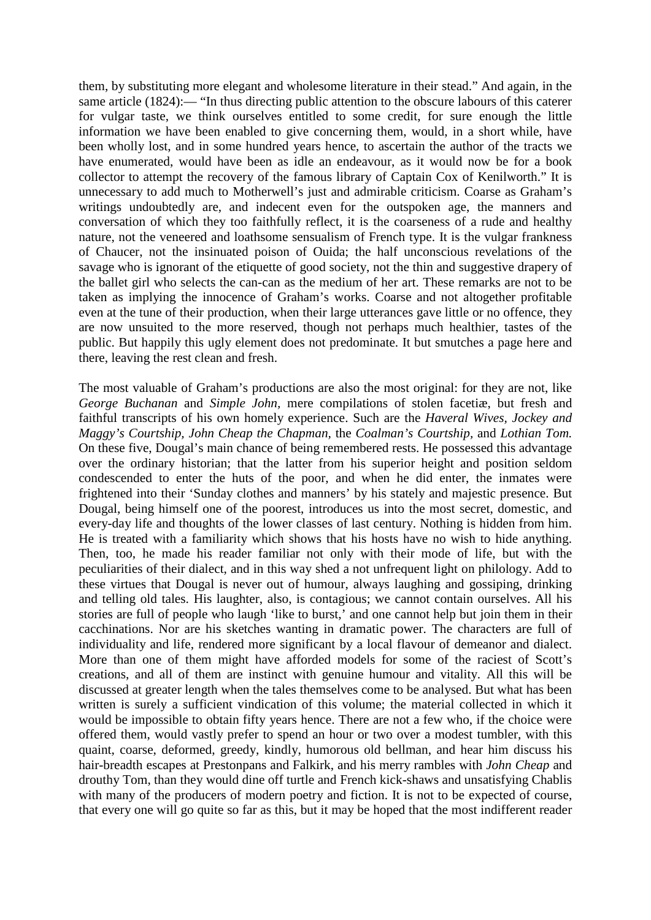them, by substituting more elegant and wholesome literature in their stead." And again, in the same article (1824):— "In thus directing public attention to the obscure labours of this caterer for vulgar taste, we think ourselves entitled to some credit, for sure enough the little information we have been enabled to give concerning them, would, in a short while, have been wholly lost, and in some hundred years hence, to ascertain the author of the tracts we have enumerated, would have been as idle an endeavour, as it would now be for a book collector to attempt the recovery of the famous library of Captain Cox of Kenilworth." It is unnecessary to add much to Motherwell's just and admirable criticism. Coarse as Graham's writings undoubtedly are, and indecent even for the outspoken age, the manners and conversation of which they too faithfully reflect, it is the coarseness of a rude and healthy nature, not the veneered and loathsome sensualism of French type. It is the vulgar frankness of Chaucer, not the insinuated poison of Ouida; the half unconscious revelations of the savage who is ignorant of the etiquette of good society, not the thin and suggestive drapery of the ballet girl who selects the can-can as the medium of her art. These remarks are not to be taken as implying the innocence of Graham's works. Coarse and not altogether profitable even at the tune of their production, when their large utterances gave little or no offence, they are now unsuited to the more reserved, though not perhaps much healthier, tastes of the public. But happily this ugly element does not predominate. It but smutches a page here and there, leaving the rest clean and fresh.

The most valuable of Graham's productions are also the most original: for they are not, like *George Buchanan* and *Simple John,* mere compilations of stolen facetiæ, but fresh and faithful transcripts of his own homely experience. Such are the *Haveral Wives, Jockey and Maggy's Courtship, John Cheap the Chapman,* the *Coalman's Courtship,* and *Lothian Tom.* On these five, Dougal's main chance of being remembered rests. He possessed this advantage over the ordinary historian; that the latter from his superior height and position seldom condescended to enter the huts of the poor, and when he did enter, the inmates were frightened into their 'Sunday clothes and manners' by his stately and majestic presence. But Dougal, being himself one of the poorest, introduces us into the most secret, domestic, and every-day life and thoughts of the lower classes of last century. Nothing is hidden from him. He is treated with a familiarity which shows that his hosts have no wish to hide anything. Then, too, he made his reader familiar not only with their mode of life, but with the peculiarities of their dialect, and in this way shed a not unfrequent light on philology. Add to these virtues that Dougal is never out of humour, always laughing and gossiping, drinking and telling old tales. His laughter, also, is contagious; we cannot contain ourselves. All his stories are full of people who laugh 'like to burst,' and one cannot help but join them in their cacchinations. Nor are his sketches wanting in dramatic power. The characters are full of individuality and life, rendered more significant by a local flavour of demeanor and dialect. More than one of them might have afforded models for some of the raciest of Scott's creations, and all of them are instinct with genuine humour and vitality. All this will be discussed at greater length when the tales themselves come to be analysed. But what has been written is surely a sufficient vindication of this volume; the material collected in which it would be impossible to obtain fifty years hence. There are not a few who, if the choice were offered them, would vastly prefer to spend an hour or two over a modest tumbler, with this quaint, coarse, deformed, greedy, kindly, humorous old bellman, and hear him discuss his hair-breadth escapes at Prestonpans and Falkirk, and his merry rambles with *John Cheap* and drouthy Tom, than they would dine off turtle and French kick-shaws and unsatisfying Chablis with many of the producers of modern poetry and fiction. It is not to be expected of course, that every one will go quite so far as this, but it may be hoped that the most indifferent reader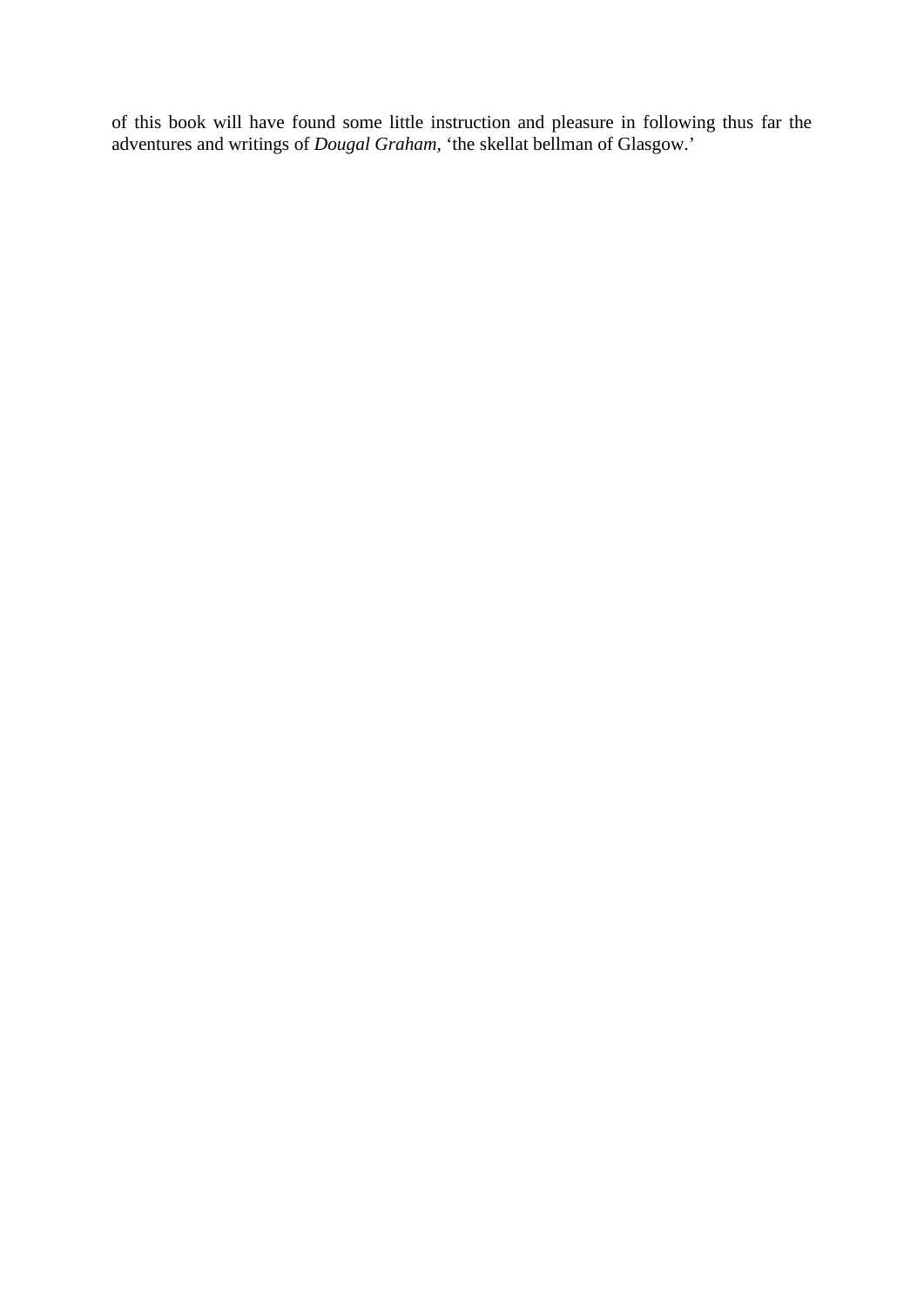of this book will have found some little instruction and pleasure in following thus far the adventures and writings of *Dougal Graham*, ‘the skellat bellman of Glasgow.’